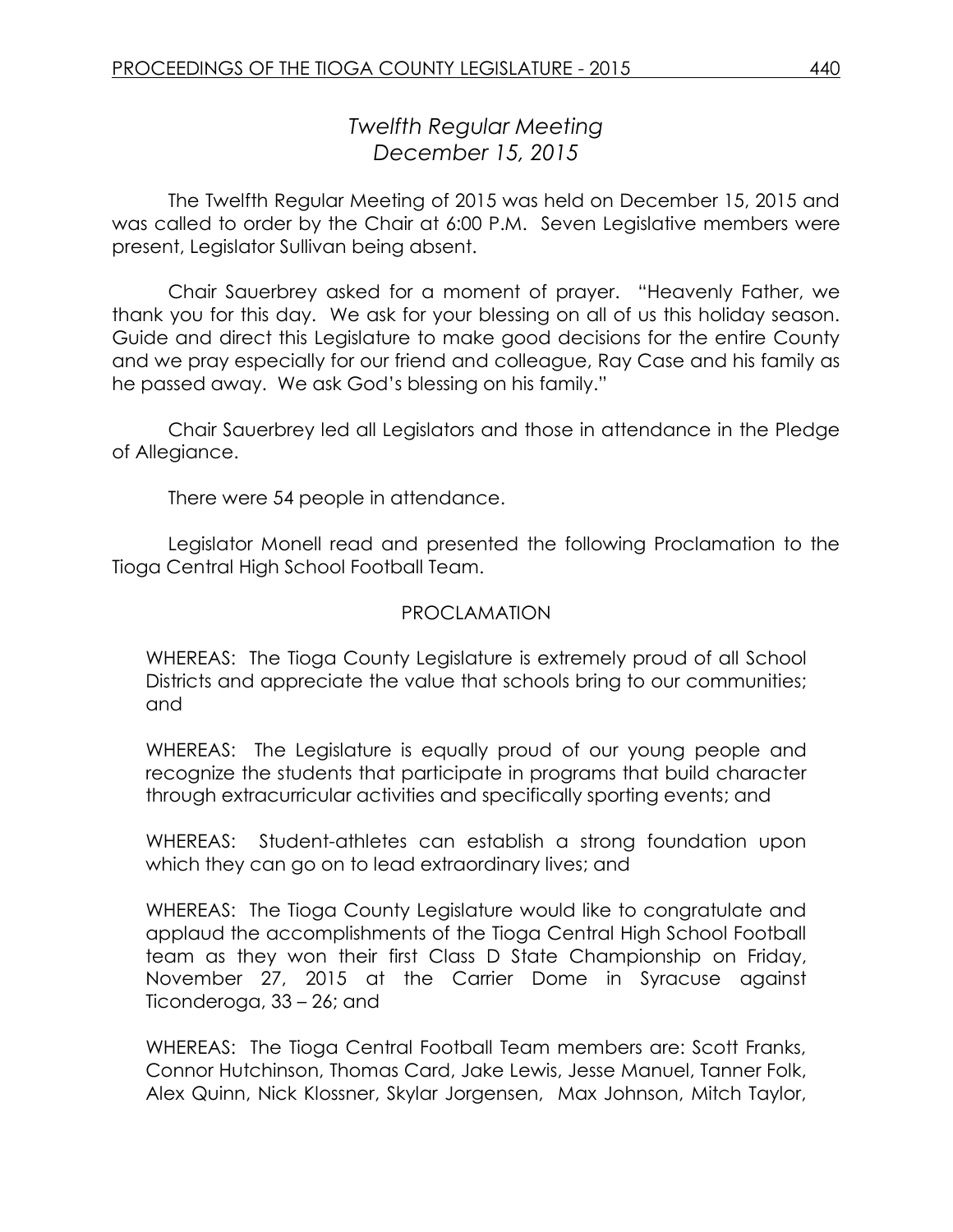## *Twelfth Regular Meeting*
## *December 15, 2015*

The Twelfth Regular Meeting of 2015 was held on December 15, 2015 and was called to order by the Chair at 6:00 P.M. Seven Legislative members were present, Legislator Sullivan being absent.

Chair Sauerbrey asked for a moment of prayer. "Heavenly Father, we thank you for this day. We ask for your blessing on all of us this holiday season. Guide and direct this Legislature to make good decisions for the entire County and we pray especially for our friend and colleague, Ray Case and his family as he passed away. We ask God's blessing on his family."

Chair Sauerbrey led all Legislators and those in attendance in the Pledge of Allegiance.

There were 54 people in attendance.

Legislator Monell read and presented the following Proclamation to the Tioga Central High School Football Team.

PROCLAMATION

WHEREAS: The Tioga County Legislature is extremely proud of all School Districts and appreciate the value that schools bring to our communities; and

WHEREAS: The Legislature is equally proud of our young people and recognize the students that participate in programs that build character through extracurricular activities and specifically sporting events; and

WHEREAS: Student-athletes can establish a strong foundation upon which they can go on to lead extraordinary lives; and

WHEREAS: The Tioga County Legislature would like to congratulate and applaud the accomplishments of the Tioga Central High School Football team as they won their first Class D State Championship on Friday, November 27, 2015 at the Carrier Dome in Syracuse against Ticonderoga, 33 – 26; and

WHEREAS: The Tioga Central Football Team members are: Scott Franks, Connor Hutchinson, Thomas Card, Jake Lewis, Jesse Manuel, Tanner Folk, Alex Quinn, Nick Klossner, Skylar Jorgensen, Max Johnson, Mitch Taylor,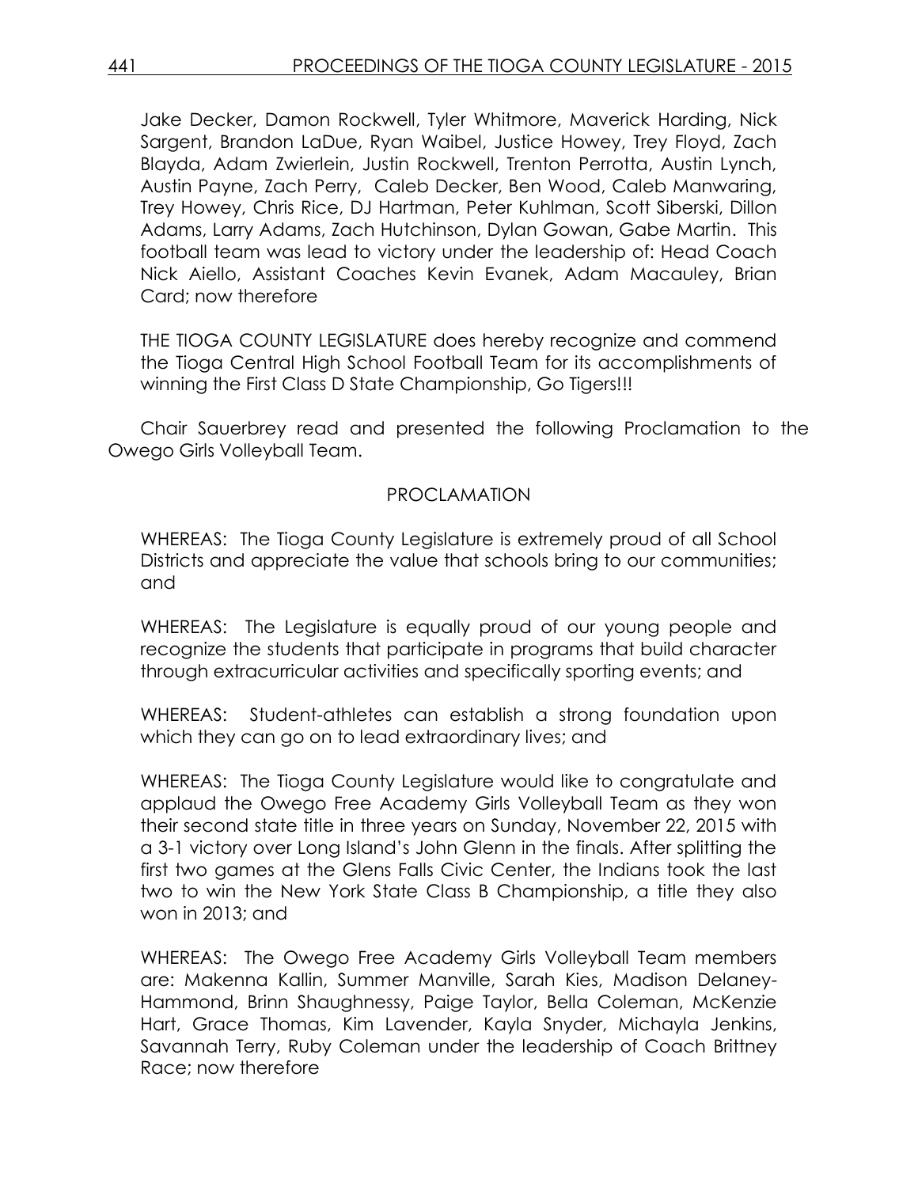Jake Decker, Damon Rockwell, Tyler Whitmore, Maverick Harding, Nick Sargent, Brandon LaDue, Ryan Waibel, Justice Howey, Trey Floyd, Zach Blayda, Adam Zwierlein, Justin Rockwell, Trenton Perrotta, Austin Lynch, Austin Payne, Zach Perry, Caleb Decker, Ben Wood, Caleb Manwaring, Trey Howey, Chris Rice, DJ Hartman, Peter Kuhlman, Scott Siberski, Dillon Adams, Larry Adams, Zach Hutchinson, Dylan Gowan, Gabe Martin. This football team was lead to victory under the leadership of: Head Coach Nick Aiello, Assistant Coaches Kevin Evanek, Adam Macauley, Brian Card; now therefore

THE TIOGA COUNTY LEGISLATURE does hereby recognize and commend the Tioga Central High School Football Team for its accomplishments of winning the First Class D State Championship, Go Tigers!!!

Chair Sauerbrey read and presented the following Proclamation to the Owego Girls Volleyball Team.

PROCLAMATION

WHEREAS: The Tioga County Legislature is extremely proud of all School Districts and appreciate the value that schools bring to our communities; and

WHEREAS: The Legislature is equally proud of our young people and recognize the students that participate in programs that build character through extracurricular activities and specifically sporting events; and

WHEREAS: Student-athletes can establish a strong foundation upon which they can go on to lead extraordinary lives; and

WHEREAS: The Tioga County Legislature would like to congratulate and applaud the Owego Free Academy Girls Volleyball Team as they won their second state title in three years on Sunday, November 22, 2015 with a 3-1 victory over Long Island's John Glenn in the finals. After splitting the first two games at the Glens Falls Civic Center, the Indians took the last two to win the New York State Class B Championship, a title they also won in 2013; and

WHEREAS: The Owego Free Academy Girls Volleyball Team members are: Makenna Kallin, Summer Manville, Sarah Kies, Madison Delaney-Hammond, Brinn Shaughnessy, Paige Taylor, Bella Coleman, McKenzie Hart, Grace Thomas, Kim Lavender, Kayla Snyder, Michayla Jenkins, Savannah Terry, Ruby Coleman under the leadership of Coach Brittney Race; now therefore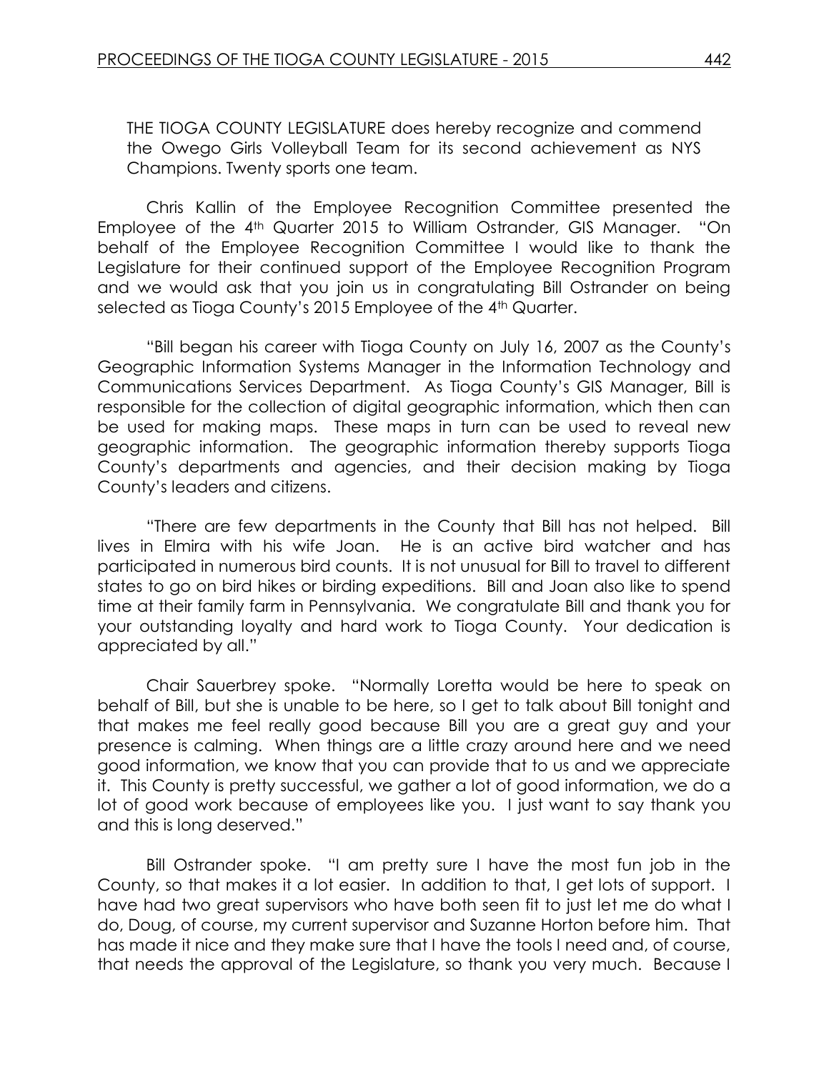THE TIOGA COUNTY LEGISLATURE does hereby recognize and commend the Owego Girls Volleyball Team for its second achievement as NYS Champions. Twenty sports one team.

Chris Kallin of the Employee Recognition Committee presented the Employee of the 4th Quarter 2015 to William Ostrander, GIS Manager. "On behalf of the Employee Recognition Committee I would like to thank the Legislature for their continued support of the Employee Recognition Program and we would ask that you join us in congratulating Bill Ostrander on being selected as Tioga County's 2015 Employee of the 4th Quarter.

"Bill began his career with Tioga County on July 16, 2007 as the County's Geographic Information Systems Manager in the Information Technology and Communications Services Department. As Tioga County's GIS Manager, Bill is responsible for the collection of digital geographic information, which then can be used for making maps. These maps in turn can be used to reveal new geographic information. The geographic information thereby supports Tioga County's departments and agencies, and their decision making by Tioga County's leaders and citizens.

"There are few departments in the County that Bill has not helped. Bill lives in Elmira with his wife Joan. He is an active bird watcher and has participated in numerous bird counts. It is not unusual for Bill to travel to different states to go on bird hikes or birding expeditions. Bill and Joan also like to spend time at their family farm in Pennsylvania. We congratulate Bill and thank you for your outstanding loyalty and hard work to Tioga County. Your dedication is appreciated by all."

Chair Sauerbrey spoke. "Normally Loretta would be here to speak on behalf of Bill, but she is unable to be here, so I get to talk about Bill tonight and that makes me feel really good because Bill you are a great guy and your presence is calming. When things are a little crazy around here and we need good information, we know that you can provide that to us and we appreciate it. This County is pretty successful, we gather a lot of good information, we do a lot of good work because of employees like you. I just want to say thank you and this is long deserved."

Bill Ostrander spoke. "I am pretty sure I have the most fun job in the County, so that makes it a lot easier. In addition to that, I get lots of support. I have had two great supervisors who have both seen fit to just let me do what I do, Doug, of course, my current supervisor and Suzanne Horton before him. That has made it nice and they make sure that I have the tools I need and, of course, that needs the approval of the Legislature, so thank you very much. Because I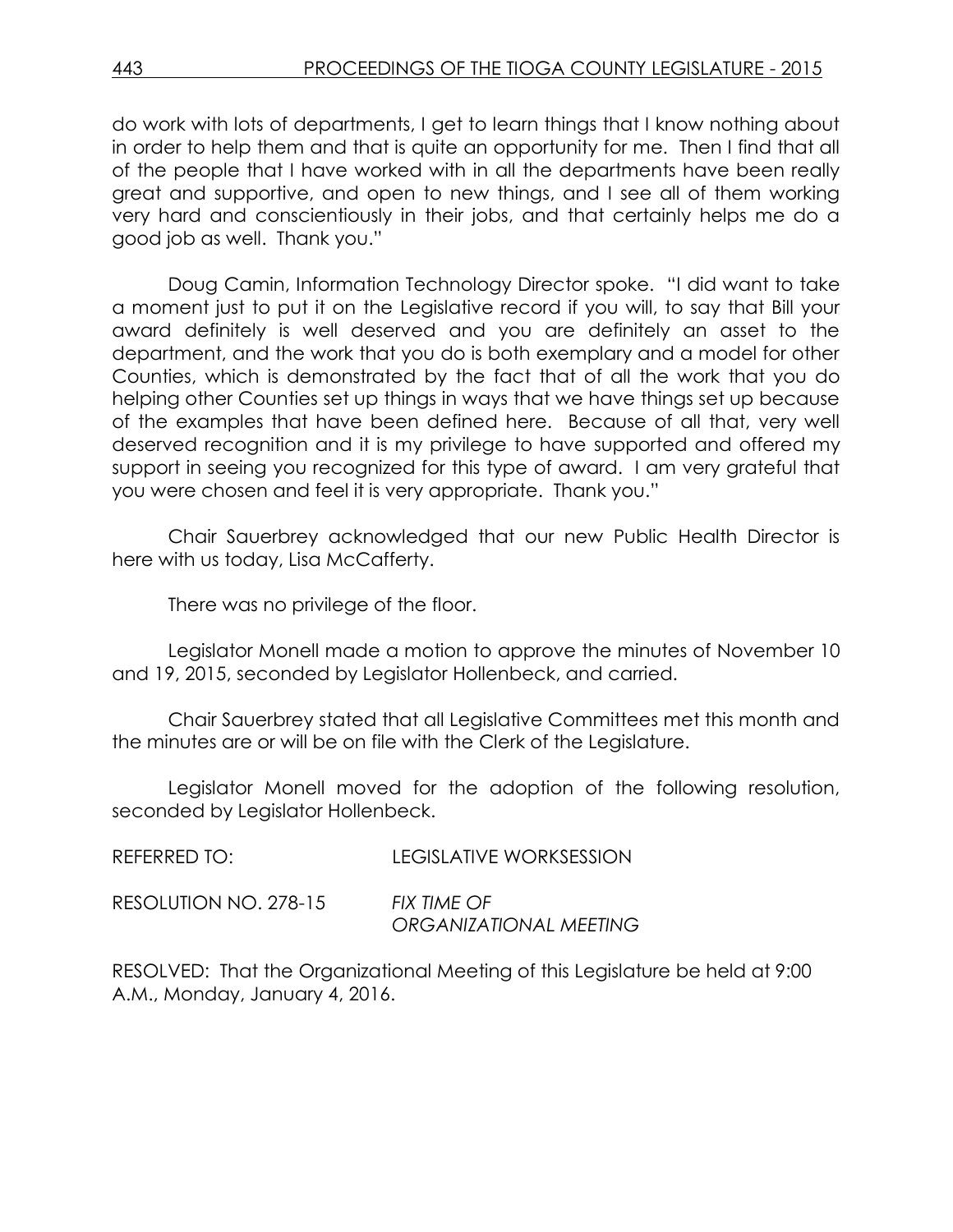do work with lots of departments, I get to learn things that I know nothing about in order to help them and that is quite an opportunity for me. Then I find that all of the people that I have worked with in all the departments have been really great and supportive, and open to new things, and I see all of them working very hard and conscientiously in their jobs, and that certainly helps me do a good job as well. Thank you."

Doug Camin, Information Technology Director spoke. "I did want to take a moment just to put it on the Legislative record if you will, to say that Bill your award definitely is well deserved and you are definitely an asset to the department, and the work that you do is both exemplary and a model for other Counties, which is demonstrated by the fact that of all the work that you do helping other Counties set up things in ways that we have things set up because of the examples that have been defined here. Because of all that, very well deserved recognition and it is my privilege to have supported and offered my support in seeing you recognized for this type of award. I am very grateful that you were chosen and feel it is very appropriate. Thank you."

Chair Sauerbrey acknowledged that our new Public Health Director is here with us today, Lisa McCafferty.

There was no privilege of the floor.

Legislator Monell made a motion to approve the minutes of November 10 and 19, 2015, seconded by Legislator Hollenbeck, and carried.

Chair Sauerbrey stated that all Legislative Committees met this month and the minutes are or will be on file with the Clerk of the Legislature.

Legislator Monell moved for the adoption of the following resolution, seconded by Legislator Hollenbeck.

REFERRED TO: LEGISLATIVE WORKSESSION

RESOLUTION NO. 278-15 *FIX TIME OF ORGANIZATIONAL MEETING*

RESOLVED: That the Organizational Meeting of this Legislature be held at 9:00 A.M., Monday, January 4, 2016.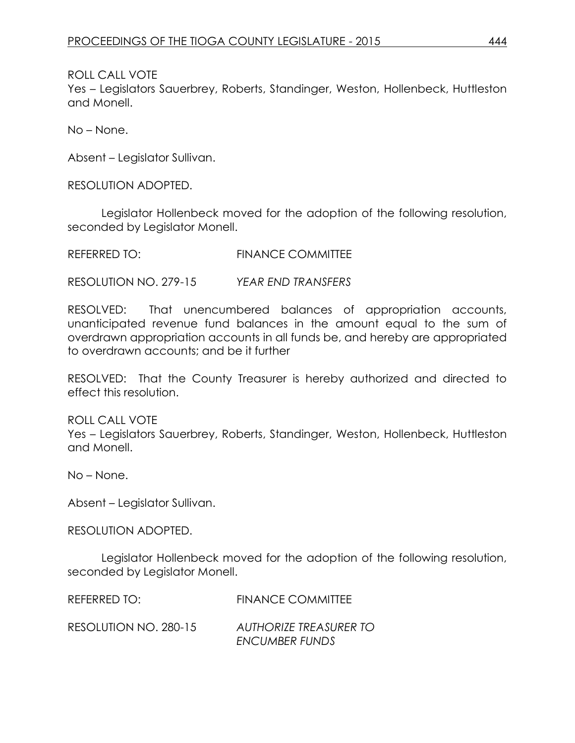ROLL CALL VOTE
Yes – Legislators Sauerbrey, Roberts, Standinger, Weston, Hollenbeck, Huttleston and Monell.

No – None.

Absent – Legislator Sullivan.

RESOLUTION ADOPTED.

Legislator Hollenbeck moved for the adoption of the following resolution, seconded by Legislator Monell.

REFERRED TO: FINANCE COMMITTEE

RESOLUTION NO. 279-15 *YEAR END TRANSFERS*

RESOLVED: That unencumbered balances of appropriation accounts, unanticipated revenue fund balances in the amount equal to the sum of overdrawn appropriation accounts in all funds be, and hereby are appropriated to overdrawn accounts; and be it further

RESOLVED: That the County Treasurer is hereby authorized and directed to effect this resolution.

ROLL CALL VOTE
Yes – Legislators Sauerbrey, Roberts, Standinger, Weston, Hollenbeck, Huttleston and Monell.

No – None.

Absent – Legislator Sullivan.

RESOLUTION ADOPTED.

Legislator Hollenbeck moved for the adoption of the following resolution, seconded by Legislator Monell.

REFERRED TO: FINANCE COMMITTEE

RESOLUTION NO. 280-15 *AUTHORIZE TREASURER TO ENCUMBER FUNDS*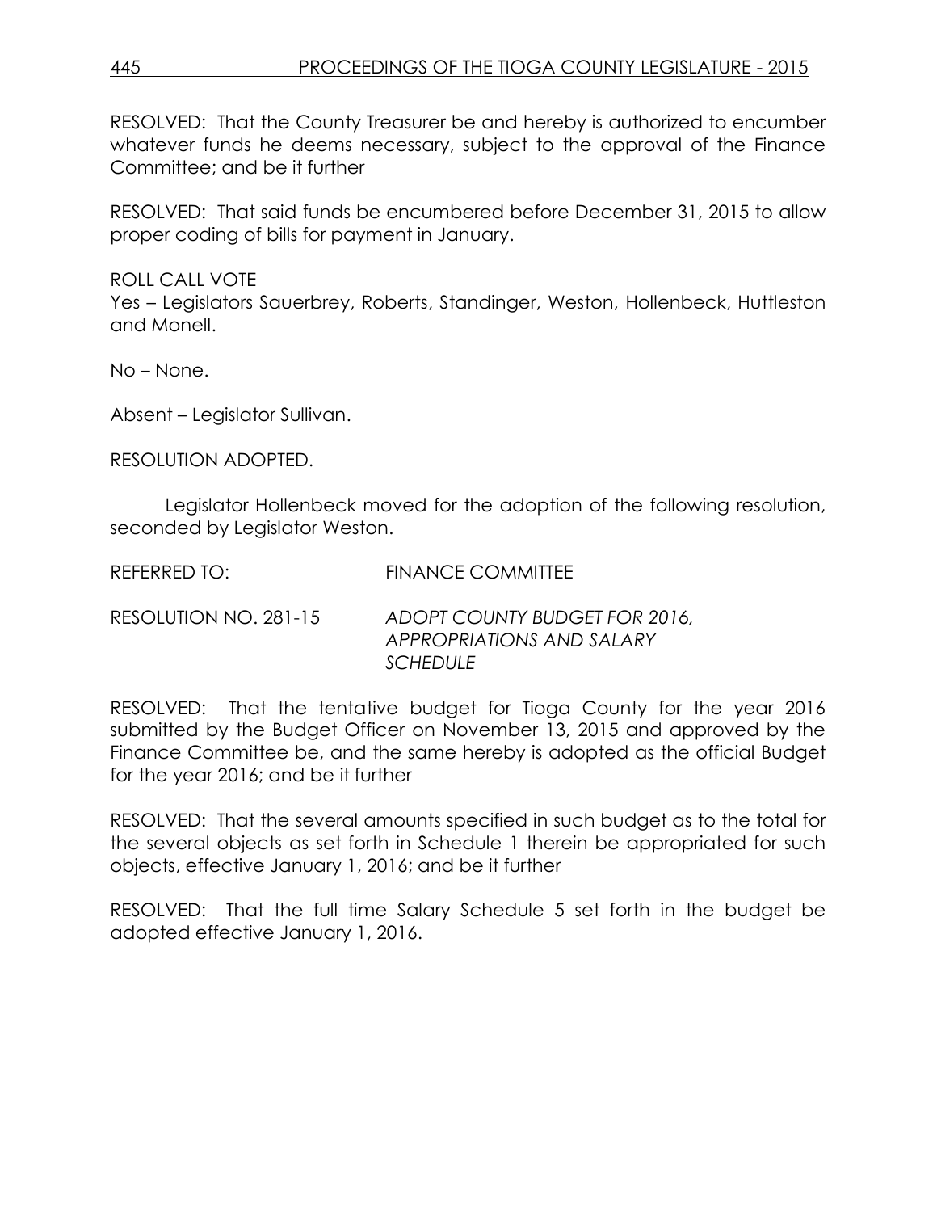RESOLVED: That the County Treasurer be and hereby is authorized to encumber whatever funds he deems necessary, subject to the approval of the Finance Committee; and be it further

RESOLVED: That said funds be encumbered before December 31, 2015 to allow proper coding of bills for payment in January.

ROLL CALL VOTE
Yes – Legislators Sauerbrey, Roberts, Standinger, Weston, Hollenbeck, Huttleston and Monell.

No – None.

Absent – Legislator Sullivan.

RESOLUTION ADOPTED.

Legislator Hollenbeck moved for the adoption of the following resolution, seconded by Legislator Weston.

REFERRED TO: FINANCE COMMITTEE

RESOLUTION NO. 281-15 *ADOPT COUNTY BUDGET FOR 2016, APPROPRIATIONS AND SALARY SCHEDULE*

RESOLVED: That the tentative budget for Tioga County for the year 2016 submitted by the Budget Officer on November 13, 2015 and approved by the Finance Committee be, and the same hereby is adopted as the official Budget for the year 2016; and be it further

RESOLVED: That the several amounts specified in such budget as to the total for the several objects as set forth in Schedule 1 therein be appropriated for such objects, effective January 1, 2016; and be it further

RESOLVED: That the full time Salary Schedule 5 set forth in the budget be adopted effective January 1, 2016.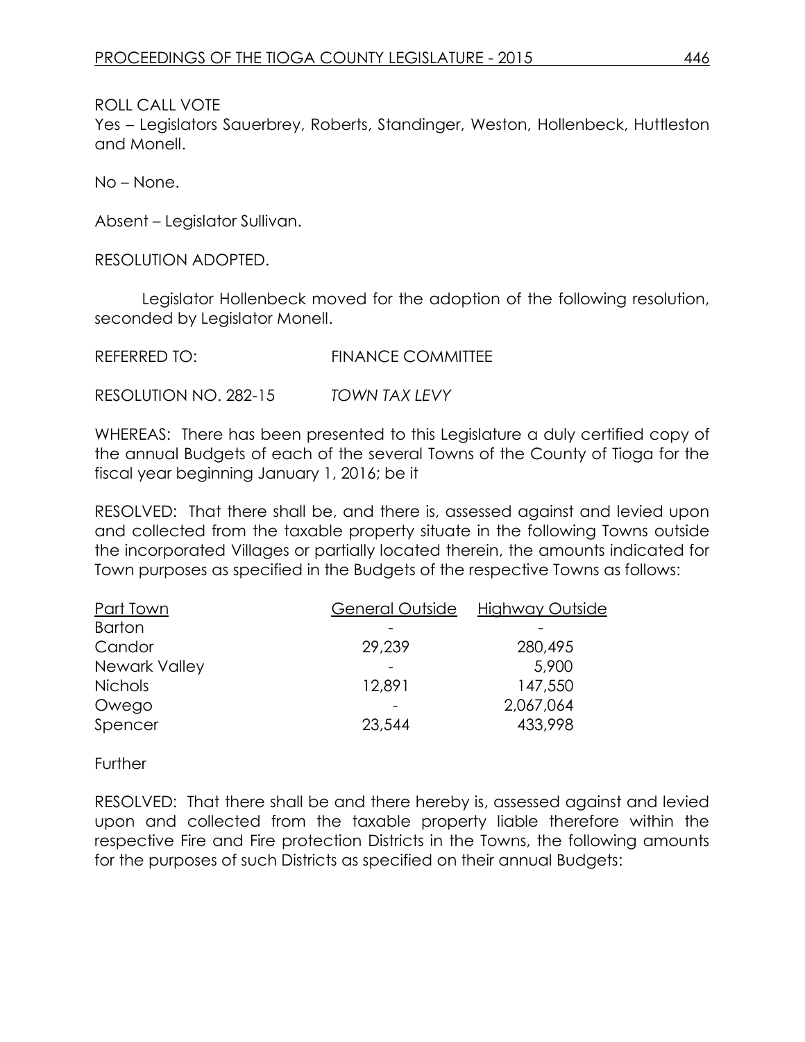ROLL CALL VOTE
Yes – Legislators Sauerbrey, Roberts, Standinger, Weston, Hollenbeck, Huttleston and Monell.

No – None.

Absent – Legislator Sullivan.

RESOLUTION ADOPTED.

Legislator Hollenbeck moved for the adoption of the following resolution, seconded by Legislator Monell.

REFERRED TO: FINANCE COMMITTEE

RESOLUTION NO. 282-15 *TOWN TAX LEVY*

WHEREAS: There has been presented to this Legislature a duly certified copy of the annual Budgets of each of the several Towns of the County of Tioga for the fiscal year beginning January 1, 2016; be it

RESOLVED: That there shall be, and there is, assessed against and levied upon and collected from the taxable property situate in the following Towns outside the incorporated Villages or partially located therein, the amounts indicated for Town purposes as specified in the Budgets of the respective Towns as follows:

| Part Town | General Outside | Highway Outside |
|---|---|---|
| Barton | - | - |
| Candor | 29,239 | 280,495 |
| Newark Valley | - | 5,900 |
| Nichols | 12,891 | 147,550 |
| Owego | - | 2,067,064 |
| Spencer | 23,544 | 433,998 |

Further

RESOLVED: That there shall be and there hereby is, assessed against and levied upon and collected from the taxable property liable therefore within the respective Fire and Fire protection Districts in the Towns, the following amounts for the purposes of such Districts as specified on their annual Budgets: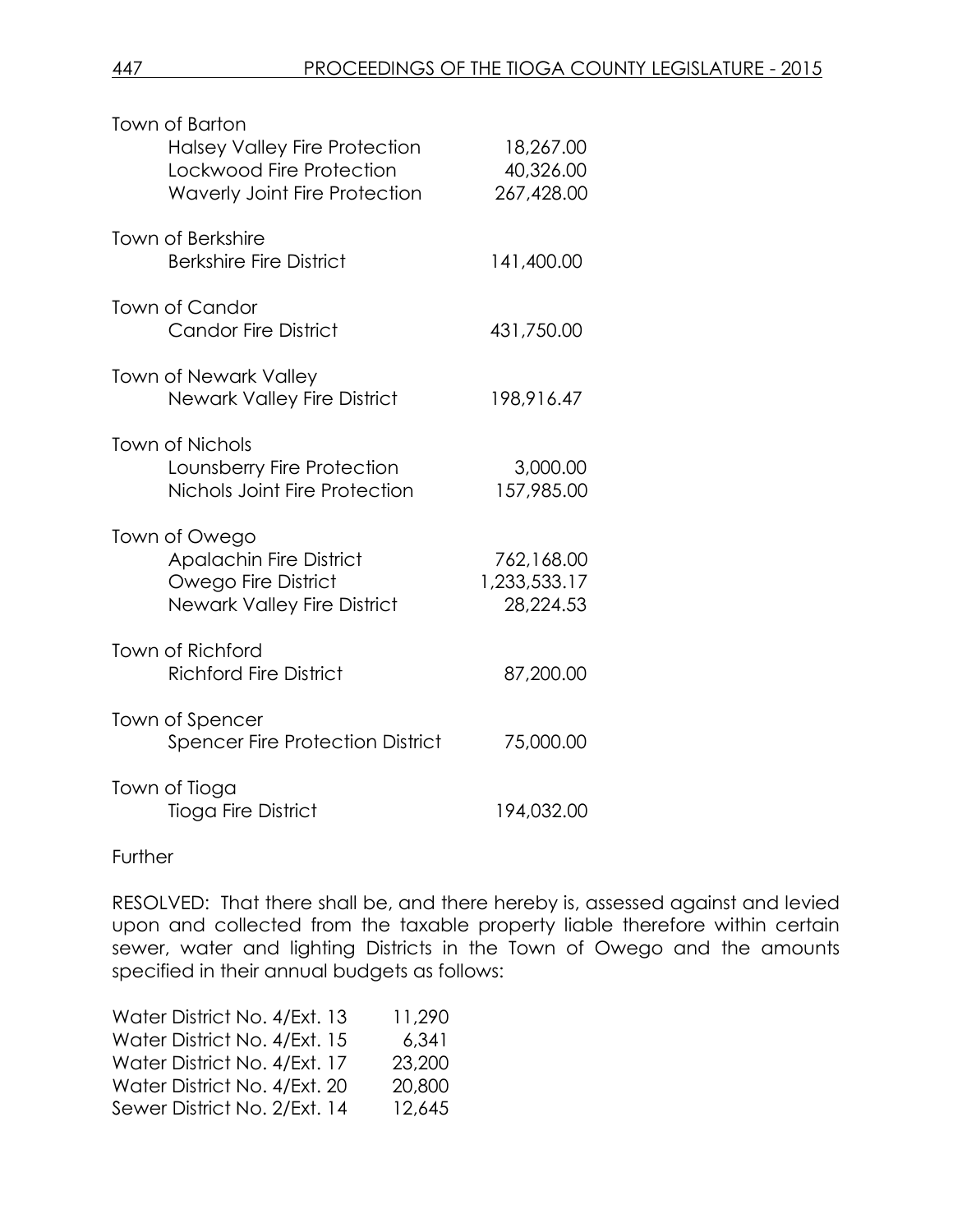| | |
|---|---|
| Town of Barton | |
| Halsey Valley Fire Protection | 18,267.00 |
| Lockwood Fire Protection | 40,326.00 |
| Waverly Joint Fire Protection | 267,428.00 |
| Town of Berkshire | |
| Berkshire Fire District | 141,400.00 |
| Town of Candor | |
| Candor Fire District | 431,750.00 |
| Town of Newark Valley | |
| Newark Valley Fire District | 198,916.47 |
| Town of Nichols | |
| Lounsberry Fire Protection | 3,000.00 |
| Nichols Joint Fire Protection | 157,985.00 |
| Town of Owego | |
| Apalachin Fire District | 762,168.00 |
| Owego Fire District | 1,233,533.17 |
| Newark Valley Fire District | 28,224.53 |
| Town of Richford | |
| Richford Fire District | 87,200.00 |
| Town of Spencer | |
| Spencer Fire Protection District | 75,000.00 |
| Town of Tioga | |
| Tioga Fire District | 194,032.00 |

Further

RESOLVED: That there shall be, and there hereby is, assessed against and levied upon and collected from the taxable property liable therefore within certain sewer, water and lighting Districts in the Town of Owego and the amounts specified in their annual budgets as follows:

| | |
|---|---|
| Water District No. 4/Ext. 13 | 11,290 |
| Water District No. 4/Ext. 15 | 6,341 |
| Water District No. 4/Ext. 17 | 23,200 |
| Water District No. 4/Ext. 20 | 20,800 |
| Sewer District No. 2/Ext. 14 | 12,645 |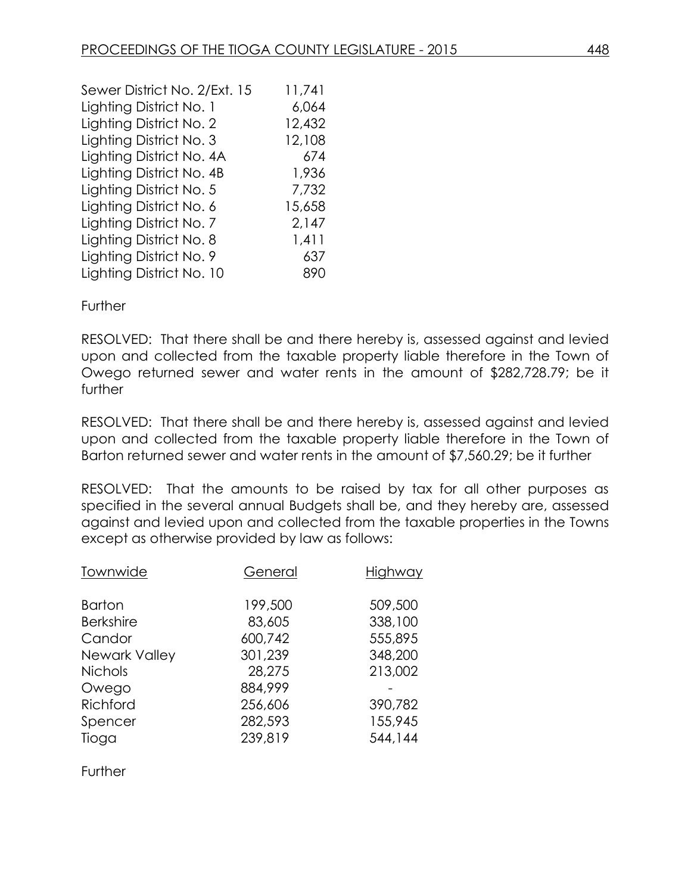| | |
|---|---|
| Sewer District No. 2/Ext. 15 | 11,741 |
| Lighting District No. 1 | 6,064 |
| Lighting District No. 2 | 12,432 |
| Lighting District No. 3 | 12,108 |
| Lighting District No. 4A | 674 |
| Lighting District No. 4B | 1,936 |
| Lighting District No. 5 | 7,732 |
| Lighting District No. 6 | 15,658 |
| Lighting District No. 7 | 2,147 |
| Lighting District No. 8 | 1,411 |
| Lighting District No. 9 | 637 |
| Lighting District No. 10 | 890 |

Further

RESOLVED: That there shall be and there hereby is, assessed against and levied upon and collected from the taxable property liable therefore in the Town of Owego returned sewer and water rents in the amount of $282,728.79; be it further

RESOLVED: That there shall be and there hereby is, assessed against and levied upon and collected from the taxable property liable therefore in the Town of Barton returned sewer and water rents in the amount of $7,560.29; be it further

RESOLVED: That the amounts to be raised by tax for all other purposes as specified in the several annual Budgets shall be, and they hereby are, assessed against and levied upon and collected from the taxable properties in the Towns except as otherwise provided by law as follows:

| Townwide | General | Highway |
|---|---|---|
| Barton | 199,500 | 509,500 |
| Berkshire | 83,605 | 338,100 |
| Candor | 600,742 | 555,895 |
| Newark Valley | 301,239 | 348,200 |
| Nichols | 28,275 | 213,002 |
| Owego | 884,999 | - |
| Richford | 256,606 | 390,782 |
| Spencer | 282,593 | 155,945 |
| Tioga | 239,819 | 544,144 |

Further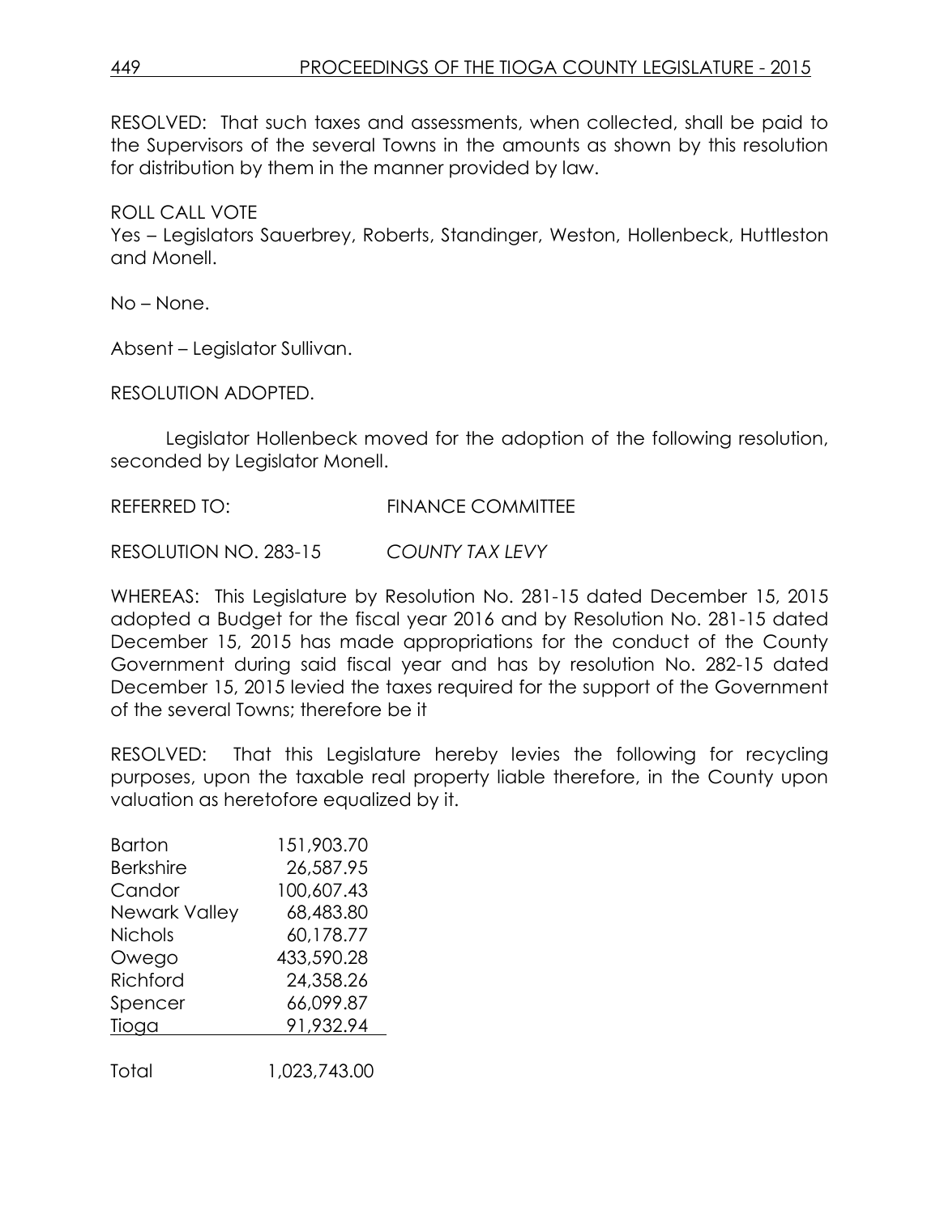RESOLVED: That such taxes and assessments, when collected, shall be paid to the Supervisors of the several Towns in the amounts as shown by this resolution for distribution by them in the manner provided by law.

ROLL CALL VOTE
Yes – Legislators Sauerbrey, Roberts, Standinger, Weston, Hollenbeck, Huttleston and Monell.

No – None.

Absent – Legislator Sullivan.

RESOLUTION ADOPTED.

Legislator Hollenbeck moved for the adoption of the following resolution, seconded by Legislator Monell.

REFERRED TO: FINANCE COMMITTEE

RESOLUTION NO. 283-15 *COUNTY TAX LEVY*

WHEREAS: This Legislature by Resolution No. 281-15 dated December 15, 2015 adopted a Budget for the fiscal year 2016 and by Resolution No. 281-15 dated December 15, 2015 has made appropriations for the conduct of the County Government during said fiscal year and has by resolution No. 282-15 dated December 15, 2015 levied the taxes required for the support of the Government of the several Towns; therefore be it

RESOLVED: That this Legislature hereby levies the following for recycling purposes, upon the taxable real property liable therefore, in the County upon valuation as heretofore equalized by it.

| | |
|---|---|
| Barton | 151,903.70 |
| Berkshire | 26,587.95 |
| Candor | 100,607.43 |
| Newark Valley | 68,483.80 |
| Nichols | 60,178.77 |
| Owego | 433,590.28 |
| Richford | 24,358.26 |
| Spencer | 66,099.87 |
| Tioga | 91,932.94 |
| Total | 1,023,743.00 |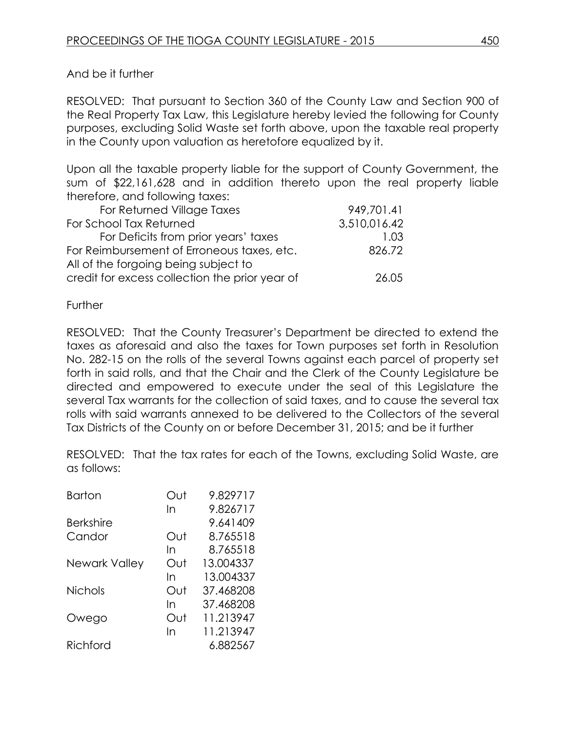And be it further

RESOLVED: That pursuant to Section 360 of the County Law and Section 900 of the Real Property Tax Law, this Legislature hereby levied the following for County purposes, excluding Solid Waste set forth above, upon the taxable real property in the County upon valuation as heretofore equalized by it.

Upon all the taxable property liable for the support of County Government, the sum of $22,161,628 and in addition thereto upon the real property liable therefore, and following taxes:

| | |
|---|---|
| For Returned Village Taxes | 949,701.41 |
| For School Tax Returned | 3,510,016.42 |
| For Deficits from prior years' taxes | 1.03 |
| For Reimbursement of Erroneous taxes, etc. | 826.72 |
| All of the forgoing being subject to credit for excess collection the prior year of | 26.05 |

Further

RESOLVED: That the County Treasurer's Department be directed to extend the taxes as aforesaid and also the taxes for Town purposes set forth in Resolution No. 282-15 on the rolls of the several Towns against each parcel of property set forth in said rolls, and that the Chair and the Clerk of the County Legislature be directed and empowered to execute under the seal of this Legislature the several Tax warrants for the collection of said taxes, and to cause the several tax rolls with said warrants annexed to be delivered to the Collectors of the several Tax Districts of the County on or before December 31, 2015; and be it further

RESOLVED: That the tax rates for each of the Towns, excluding Solid Waste, are as follows:

| | | |
|---|---|---|
| Barton | Out | 9.829717 |
| | In | 9.826717 |
| Berkshire | | 9.641409 |
| Candor | Out | 8.765518 |
| | In | 8.765518 |
| Newark Valley | Out | 13.004337 |
| | In | 13.004337 |
| Nichols | Out | 37.468208 |
| | In | 37.468208 |
| Owego | Out | 11.213947 |
| | In | 11.213947 |
| Richford | | 6.882567 |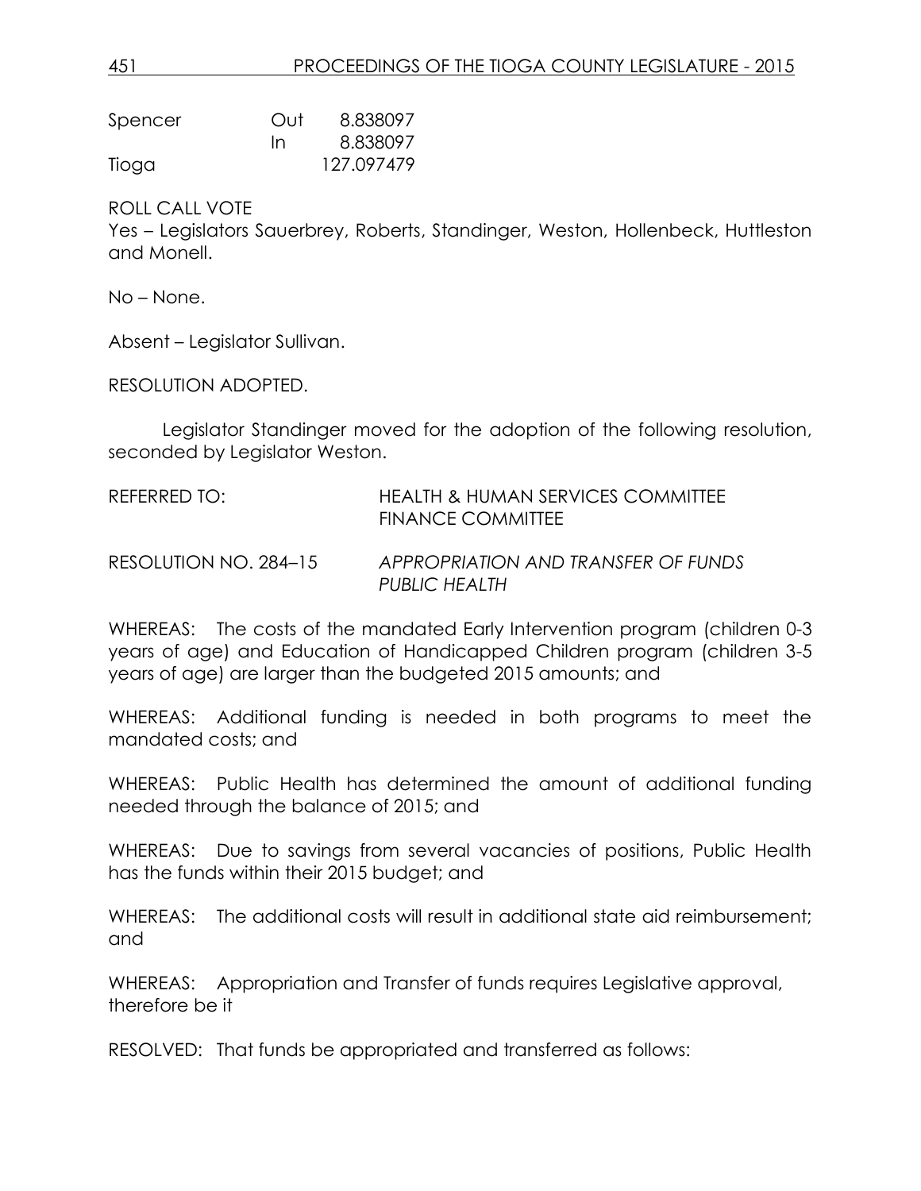| | | |
|---|---|---|
| Spencer | Out | 8.838097 |
| | In | 8.838097 |
| Tioga | | 127.097479 |

ROLL CALL VOTE
Yes – Legislators Sauerbrey, Roberts, Standinger, Weston, Hollenbeck, Huttleston and Monell.

No – None.

Absent – Legislator Sullivan.

RESOLUTION ADOPTED.

Legislator Standinger moved for the adoption of the following resolution, seconded by Legislator Weston.

REFERRED TO: HEALTH & HUMAN SERVICES COMMITTEE
FINANCE COMMITTEE

RESOLUTION NO. 284–15 *APPROPRIATION AND TRANSFER OF FUNDS PUBLIC HEALTH*

WHEREAS: The costs of the mandated Early Intervention program (children 0-3 years of age) and Education of Handicapped Children program (children 3-5 years of age) are larger than the budgeted 2015 amounts; and

WHEREAS: Additional funding is needed in both programs to meet the mandated costs; and

WHEREAS: Public Health has determined the amount of additional funding needed through the balance of 2015; and

WHEREAS: Due to savings from several vacancies of positions, Public Health has the funds within their 2015 budget; and

WHEREAS: The additional costs will result in additional state aid reimbursement; and

WHEREAS: Appropriation and Transfer of funds requires Legislative approval, therefore be it

RESOLVED: That funds be appropriated and transferred as follows: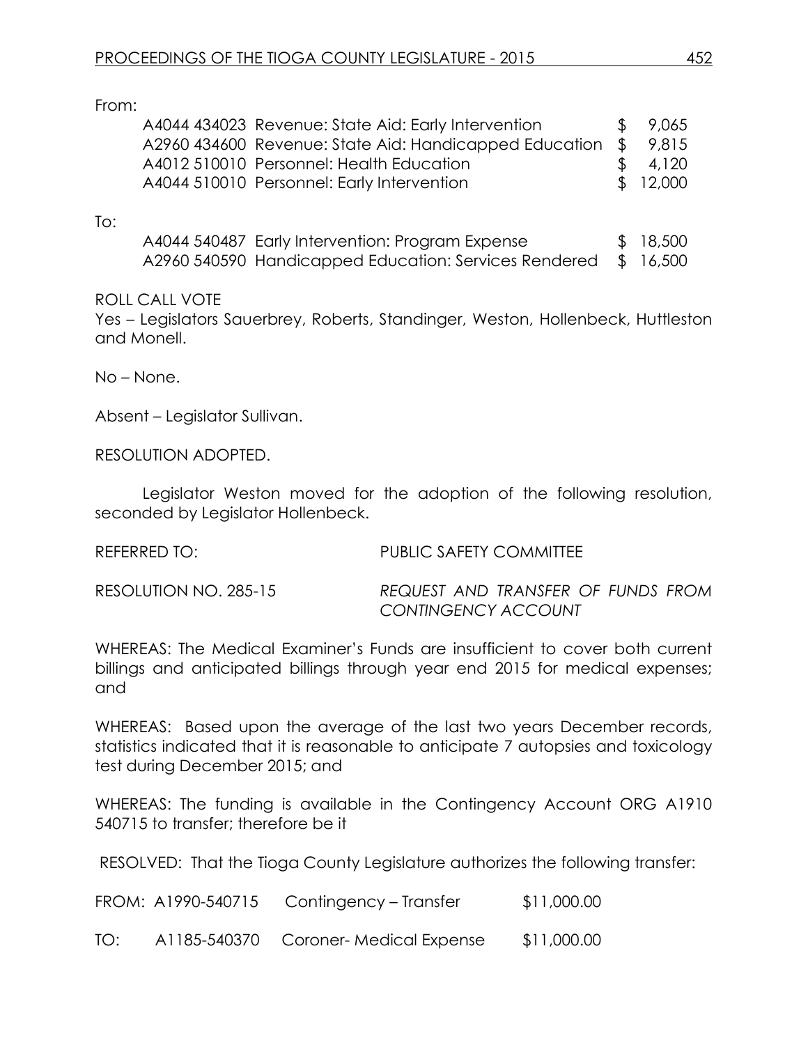From:

| | | |
|---|---|---|
| A4044 434023 | Revenue: State Aid: Early Intervention | $ 9,065 |
| A2960 434600 | Revenue: State Aid: Handicapped Education | $ 9,815 |
| A4012 510010 | Personnel: Health Education | $ 4,120 |
| A4044 510010 | Personnel: Early Intervention | $ 12,000 |

To:

| | | |
|---|---|---|
| A4044 540487 | Early Intervention: Program Expense | $ 18,500 |
| A2960 540590 | Handicapped Education: Services Rendered | $ 16,500 |

ROLL CALL VOTE

Yes – Legislators Sauerbrey, Roberts, Standinger, Weston, Hollenbeck, Huttleston and Monell.

No – None.

Absent – Legislator Sullivan.

RESOLUTION ADOPTED.

Legislator Weston moved for the adoption of the following resolution, seconded by Legislator Hollenbeck.

REFERRED TO: PUBLIC SAFETY COMMITTEE

RESOLUTION NO. 285-15 *REQUEST AND TRANSFER OF FUNDS FROM CONTINGENCY ACCOUNT*

WHEREAS: The Medical Examiner's Funds are insufficient to cover both current billings and anticipated billings through year end 2015 for medical expenses; and

WHEREAS: Based upon the average of the last two years December records, statistics indicated that it is reasonable to anticipate 7 autopsies and toxicology test during December 2015; and

WHEREAS: The funding is available in the Contingency Account ORG A1910 540715 to transfer; therefore be it

RESOLVED: That the Tioga County Legislature authorizes the following transfer:

| | | | |
|---|---|---|---|
| FROM: | A1990-540715 | Contingency – Transfer | $11,000.00 |
| TO: | A1185-540370 | Coroner- Medical Expense | $11,000.00 |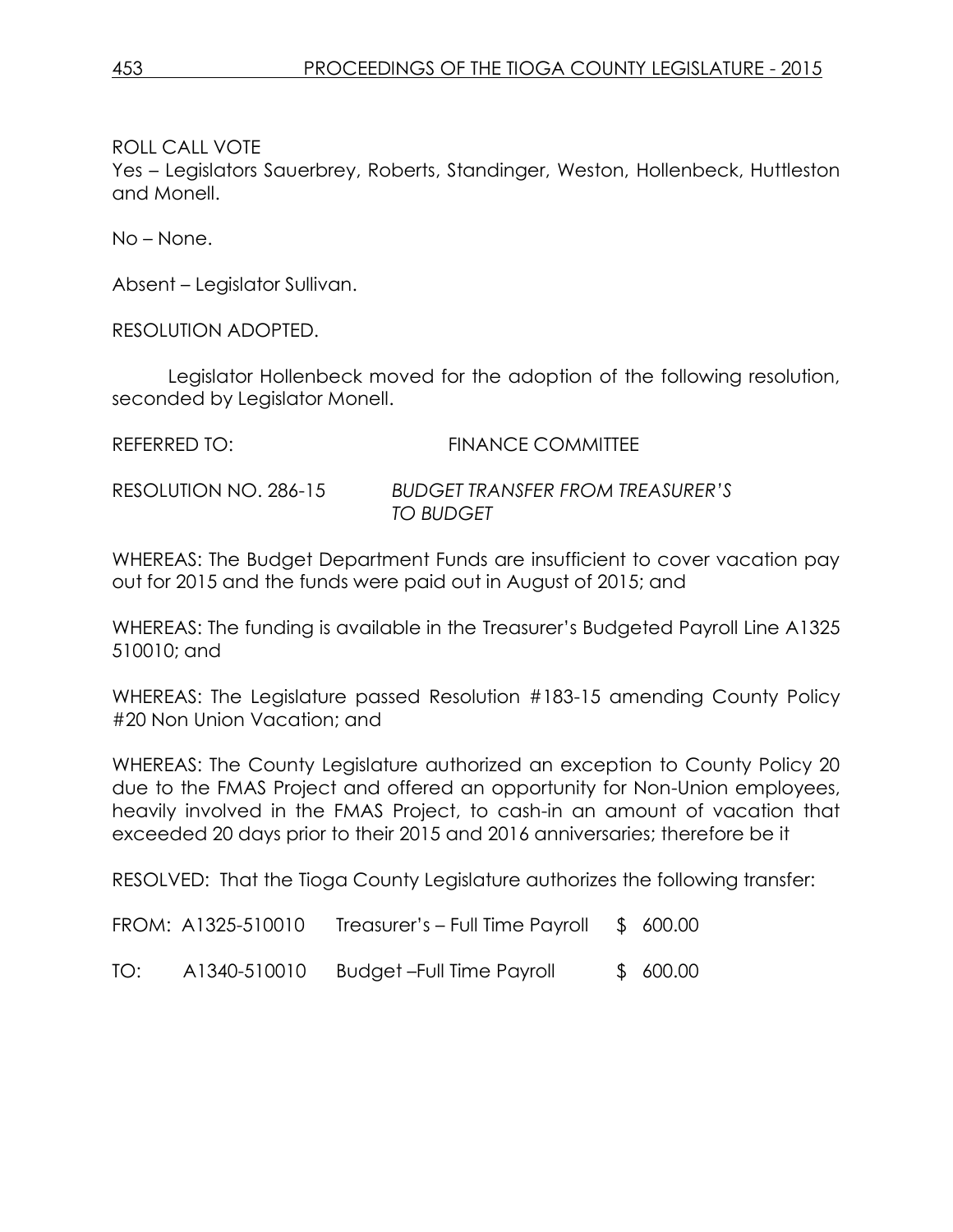ROLL CALL VOTE
Yes – Legislators Sauerbrey, Roberts, Standinger, Weston, Hollenbeck, Huttleston and Monell.

No – None.

Absent – Legislator Sullivan.

RESOLUTION ADOPTED.

Legislator Hollenbeck moved for the adoption of the following resolution, seconded by Legislator Monell.

REFERRED TO: FINANCE COMMITTEE

RESOLUTION NO. 286-15 *BUDGET TRANSFER FROM TREASURER'S TO BUDGET*

WHEREAS: The Budget Department Funds are insufficient to cover vacation pay out for 2015 and the funds were paid out in August of 2015; and

WHEREAS: The funding is available in the Treasurer's Budgeted Payroll Line A1325 510010; and

WHEREAS: The Legislature passed Resolution #183-15 amending County Policy #20 Non Union Vacation; and

WHEREAS: The County Legislature authorized an exception to County Policy 20 due to the FMAS Project and offered an opportunity for Non-Union employees, heavily involved in the FMAS Project, to cash-in an amount of vacation that exceeded 20 days prior to their 2015 and 2016 anniversaries; therefore be it

RESOLVED: That the Tioga County Legislature authorizes the following transfer:

| | | | |
|---|---|---|---|
| FROM: | A1325-510010 | Treasurer's – Full Time Payroll | $ 600.00 |
| TO: | A1340-510010 | Budget –Full Time Payroll | $ 600.00 |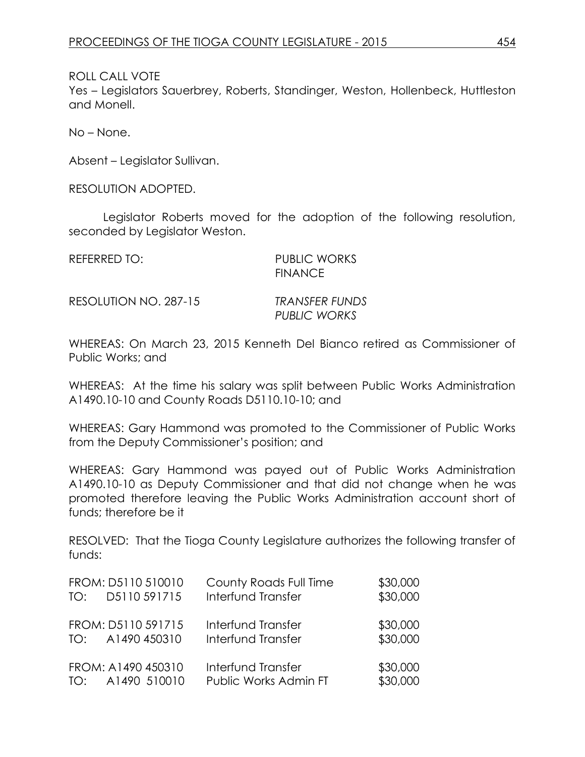ROLL CALL VOTE
Yes – Legislators Sauerbrey, Roberts, Standinger, Weston, Hollenbeck, Huttleston and Monell.

No – None.

Absent – Legislator Sullivan.

RESOLUTION ADOPTED.

Legislator Roberts moved for the adoption of the following resolution, seconded by Legislator Weston.

REFERRED TO: PUBLIC WORKS
FINANCE

RESOLUTION NO. 287-15 *TRANSFER FUNDS*
*PUBLIC WORKS*

WHEREAS: On March 23, 2015 Kenneth Del Bianco retired as Commissioner of Public Works; and

WHEREAS: At the time his salary was split between Public Works Administration A1490.10-10 and County Roads D5110.10-10; and

WHEREAS: Gary Hammond was promoted to the Commissioner of Public Works from the Deputy Commissioner's position; and

WHEREAS: Gary Hammond was payed out of Public Works Administration A1490.10-10 as Deputy Commissioner and that did not change when he was promoted therefore leaving the Public Works Administration account short of funds; therefore be it

RESOLVED: That the Tioga County Legislature authorizes the following transfer of funds:

| | | |
|---|---|---|
| FROM: D5110 510010 | County Roads Full Time | $30,000 |
| TO: D5110 591715 | Interfund Transfer | $30,000 |
| FROM: D5110 591715 | Interfund Transfer | $30,000 |
| TO: A1490 450310 | Interfund Transfer | $30,000 |
| FROM: A1490 450310 | Interfund Transfer | $30,000 |
| TO: A1490 510010 | Public Works Admin FT | $30,000 |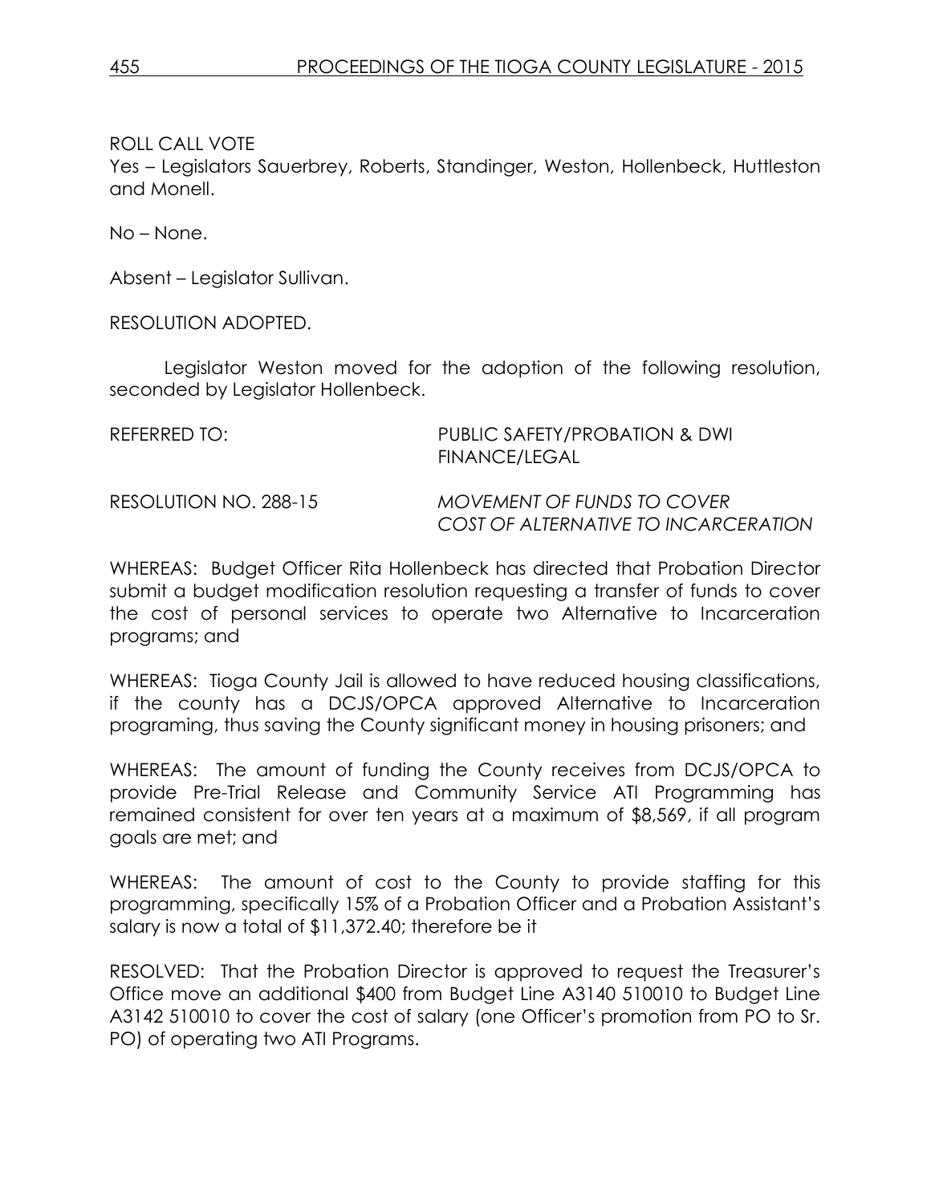ROLL CALL VOTE
Yes – Legislators Sauerbrey, Roberts, Standinger, Weston, Hollenbeck, Huttleston and Monell.

No – None.

Absent – Legislator Sullivan.

RESOLUTION ADOPTED.

Legislator Weston moved for the adoption of the following resolution, seconded by Legislator Hollenbeck.

REFERRED TO: PUBLIC SAFETY/PROBATION & DWI
FINANCE/LEGAL

RESOLUTION NO. 288-15 *MOVEMENT OF FUNDS TO COVER COST OF ALTERNATIVE TO INCARCERATION*

WHEREAS: Budget Officer Rita Hollenbeck has directed that Probation Director submit a budget modification resolution requesting a transfer of funds to cover the cost of personal services to operate two Alternative to Incarceration programs; and

WHEREAS: Tioga County Jail is allowed to have reduced housing classifications, if the county has a DCJS/OPCA approved Alternative to Incarceration programing, thus saving the County significant money in housing prisoners; and

WHEREAS: The amount of funding the County receives from DCJS/OPCA to provide Pre-Trial Release and Community Service ATI Programming has remained consistent for over ten years at a maximum of $8,569, if all program goals are met; and

WHEREAS: The amount of cost to the County to provide staffing for this programming, specifically 15% of a Probation Officer and a Probation Assistant's salary is now a total of $11,372.40; therefore be it

RESOLVED: That the Probation Director is approved to request the Treasurer's Office move an additional $400 from Budget Line A3140 510010 to Budget Line A3142 510010 to cover the cost of salary (one Officer's promotion from PO to Sr. PO) of operating two ATI Programs.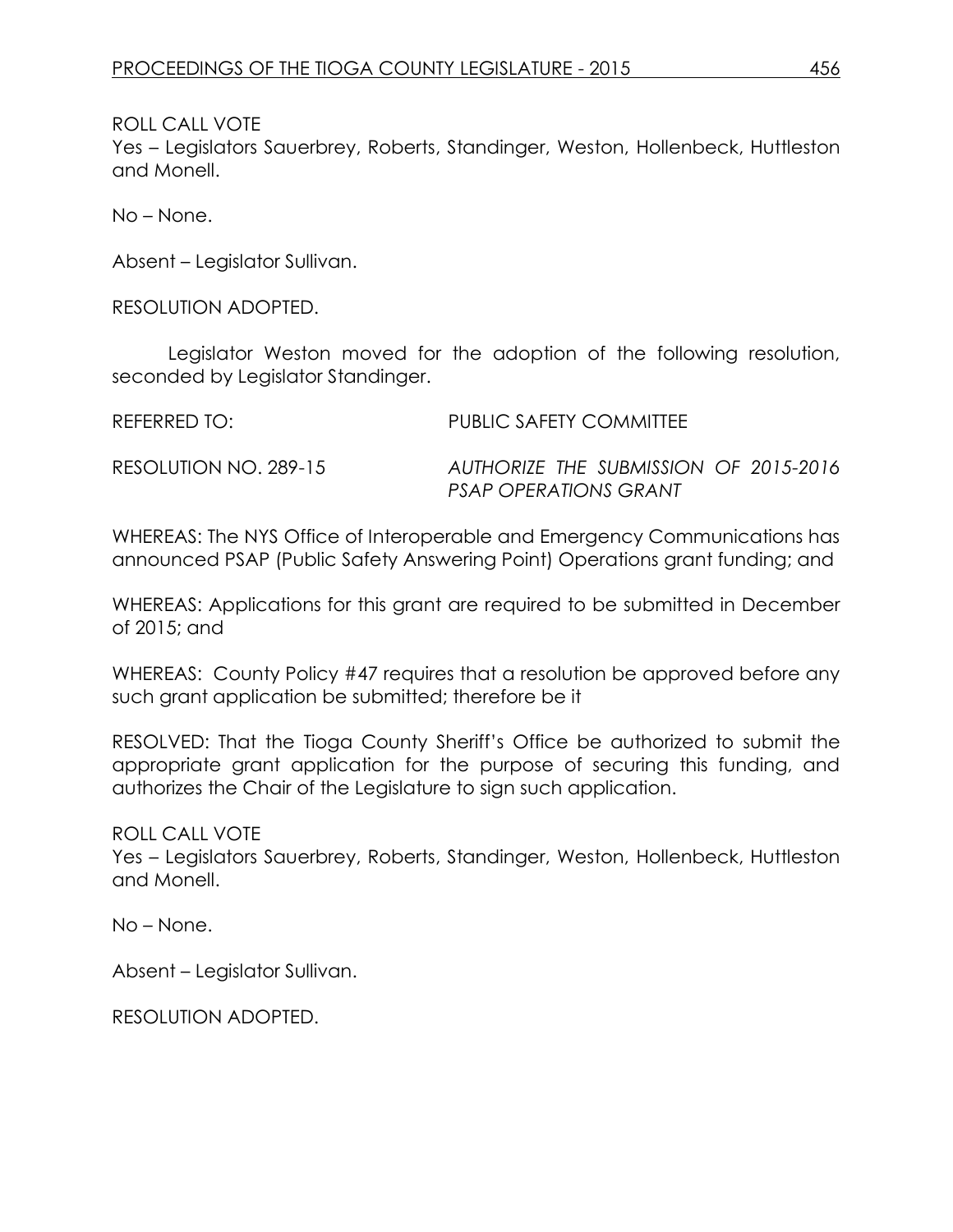ROLL CALL VOTE

Yes – Legislators Sauerbrey, Roberts, Standinger, Weston, Hollenbeck, Huttleston and Monell.

No – None.

Absent – Legislator Sullivan.

RESOLUTION ADOPTED.

Legislator Weston moved for the adoption of the following resolution, seconded by Legislator Standinger.

REFERRED TO: PUBLIC SAFETY COMMITTEE

RESOLUTION NO. 289-15 *AUTHORIZE THE SUBMISSION OF 2015-2016 PSAP OPERATIONS GRANT*

WHEREAS: The NYS Office of Interoperable and Emergency Communications has announced PSAP (Public Safety Answering Point) Operations grant funding; and

WHEREAS: Applications for this grant are required to be submitted in December of 2015; and

WHEREAS: County Policy #47 requires that a resolution be approved before any such grant application be submitted; therefore be it

RESOLVED: That the Tioga County Sheriff's Office be authorized to submit the appropriate grant application for the purpose of securing this funding, and authorizes the Chair of the Legislature to sign such application.

ROLL CALL VOTE

Yes – Legislators Sauerbrey, Roberts, Standinger, Weston, Hollenbeck, Huttleston and Monell.

No – None.

Absent – Legislator Sullivan.

RESOLUTION ADOPTED.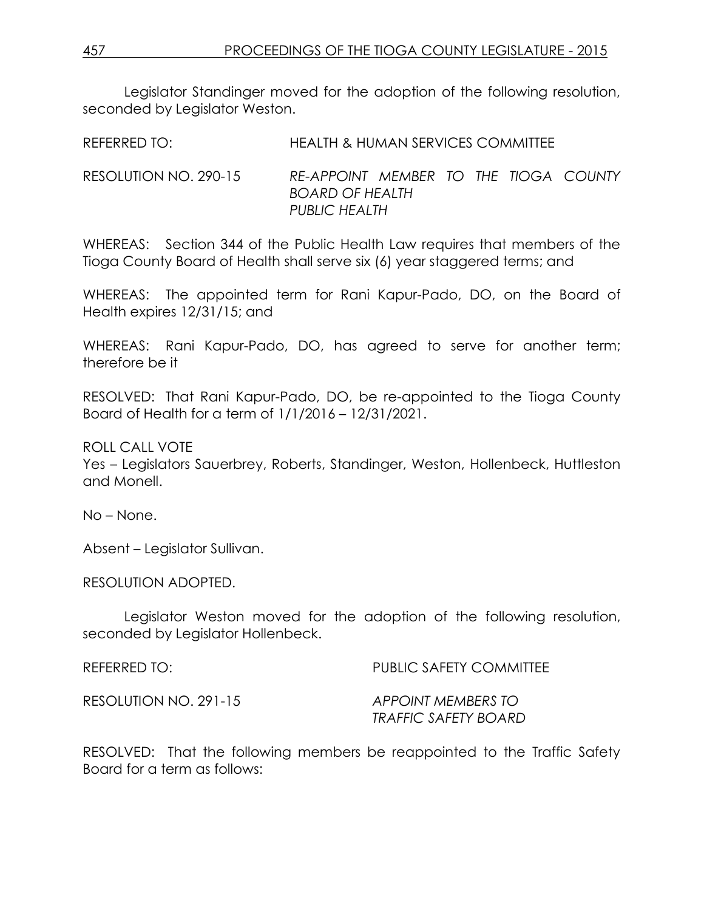Legislator Standinger moved for the adoption of the following resolution, seconded by Legislator Weston.

REFERRED TO: HEALTH & HUMAN SERVICES COMMITTEE

RESOLUTION NO. 290-15 *RE-APPOINT MEMBER TO THE TIOGA COUNTY BOARD OF HEALTH PUBLIC HEALTH*

WHEREAS: Section 344 of the Public Health Law requires that members of the Tioga County Board of Health shall serve six (6) year staggered terms; and

WHEREAS: The appointed term for Rani Kapur-Pado, DO, on the Board of Health expires 12/31/15; and

WHEREAS: Rani Kapur-Pado, DO, has agreed to serve for another term; therefore be it

RESOLVED: That Rani Kapur-Pado, DO, be re-appointed to the Tioga County Board of Health for a term of 1/1/2016 – 12/31/2021.

ROLL CALL VOTE
Yes – Legislators Sauerbrey, Roberts, Standinger, Weston, Hollenbeck, Huttleston and Monell.

No – None.

Absent – Legislator Sullivan.

RESOLUTION ADOPTED.

Legislator Weston moved for the adoption of the following resolution, seconded by Legislator Hollenbeck.

REFERRED TO: PUBLIC SAFETY COMMITTEE

RESOLUTION NO. 291-15 *APPOINT MEMBERS TO TRAFFIC SAFETY BOARD*

RESOLVED: That the following members be reappointed to the Traffic Safety Board for a term as follows: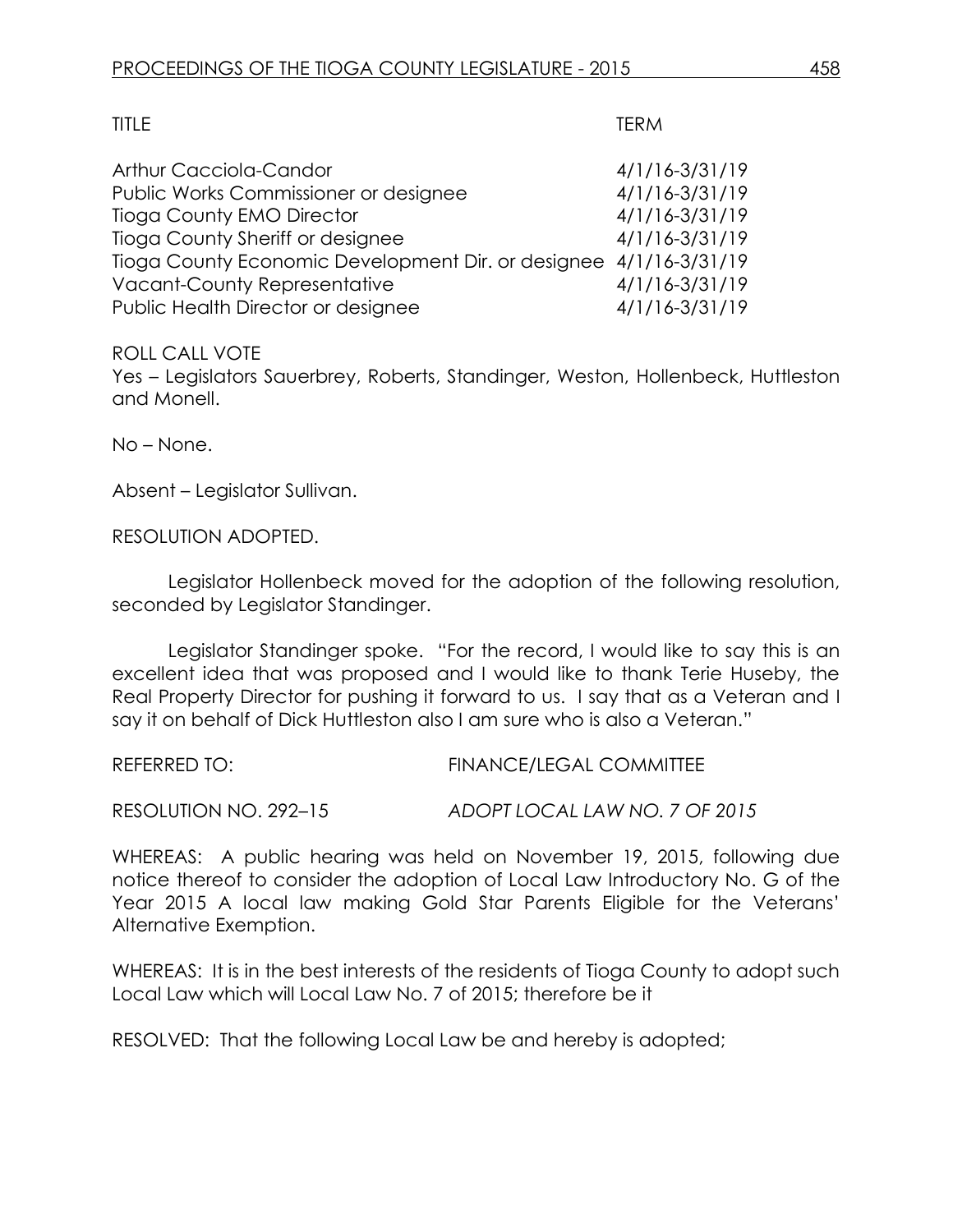| TITLE | TERM |
| --- | --- |
| Arthur Cacciola-Candor | 4/1/16-3/31/19 |
| Public Works Commissioner or designee | 4/1/16-3/31/19 |
| Tioga County EMO Director | 4/1/16-3/31/19 |
| Tioga County Sheriff or designee | 4/1/16-3/31/19 |
| Tioga County Economic Development Dir. or designee | 4/1/16-3/31/19 |
| Vacant-County Representative | 4/1/16-3/31/19 |
| Public Health Director or designee | 4/1/16-3/31/19 |

ROLL CALL VOTE
Yes – Legislators Sauerbrey, Roberts, Standinger, Weston, Hollenbeck, Huttleston and Monell.

No – None.

Absent – Legislator Sullivan.

RESOLUTION ADOPTED.

Legislator Hollenbeck moved for the adoption of the following resolution, seconded by Legislator Standinger.

Legislator Standinger spoke. "For the record, I would like to say this is an excellent idea that was proposed and I would like to thank Terie Huseby, the Real Property Director for pushing it forward to us. I say that as a Veteran and I say it on behalf of Dick Huttleston also I am sure who is also a Veteran."

REFERRED TO: FINANCE/LEGAL COMMITTEE

RESOLUTION NO. 292–15 *ADOPT LOCAL LAW NO. 7 OF 2015*

WHEREAS: A public hearing was held on November 19, 2015, following due notice thereof to consider the adoption of Local Law Introductory No. G of the Year 2015 A local law making Gold Star Parents Eligible for the Veterans' Alternative Exemption.

WHEREAS: It is in the best interests of the residents of Tioga County to adopt such Local Law which will Local Law No. 7 of 2015; therefore be it

RESOLVED: That the following Local Law be and hereby is adopted;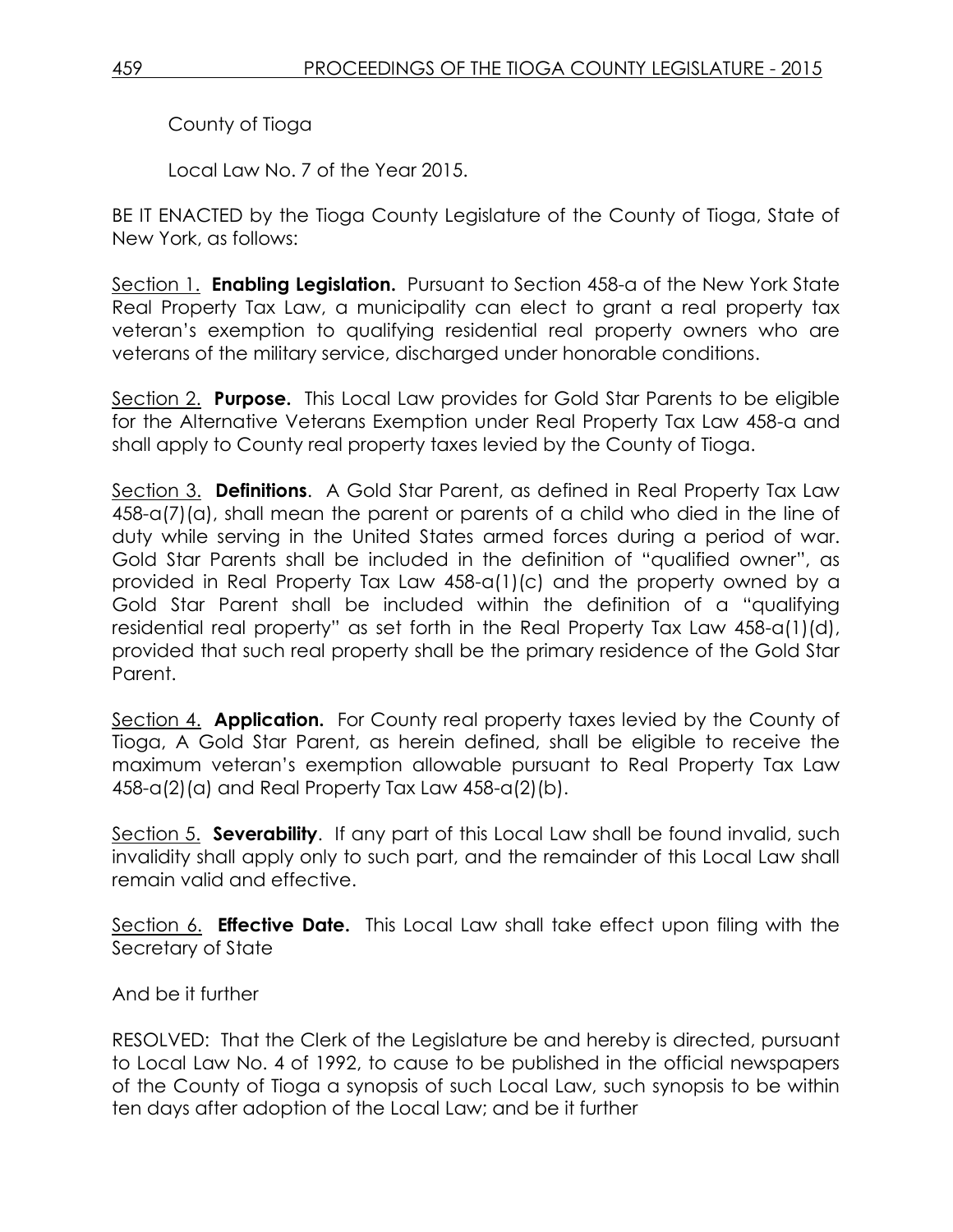County of Tioga

Local Law No. 7 of the Year 2015.

BE IT ENACTED by the Tioga County Legislature of the County of Tioga, State of New York, as follows:

Section 1. **Enabling Legislation.** Pursuant to Section 458-a of the New York State Real Property Tax Law, a municipality can elect to grant a real property tax veteran's exemption to qualifying residential real property owners who are veterans of the military service, discharged under honorable conditions.

Section 2. **Purpose.** This Local Law provides for Gold Star Parents to be eligible for the Alternative Veterans Exemption under Real Property Tax Law 458-a and shall apply to County real property taxes levied by the County of Tioga.

Section 3. **Definitions**. A Gold Star Parent, as defined in Real Property Tax Law 458-a(7)(a), shall mean the parent or parents of a child who died in the line of duty while serving in the United States armed forces during a period of war. Gold Star Parents shall be included in the definition of "qualified owner", as provided in Real Property Tax Law 458-a(1)(c) and the property owned by a Gold Star Parent shall be included within the definition of a "qualifying residential real property" as set forth in the Real Property Tax Law 458-a(1)(d), provided that such real property shall be the primary residence of the Gold Star Parent.

Section 4. **Application.** For County real property taxes levied by the County of Tioga, A Gold Star Parent, as herein defined, shall be eligible to receive the maximum veteran's exemption allowable pursuant to Real Property Tax Law 458-a(2)(a) and Real Property Tax Law 458-a(2)(b).

Section 5. **Severability**. If any part of this Local Law shall be found invalid, such invalidity shall apply only to such part, and the remainder of this Local Law shall remain valid and effective.

Section 6. **Effective Date.** This Local Law shall take effect upon filing with the Secretary of State

And be it further

RESOLVED: That the Clerk of the Legislature be and hereby is directed, pursuant to Local Law No. 4 of 1992, to cause to be published in the official newspapers of the County of Tioga a synopsis of such Local Law, such synopsis to be within ten days after adoption of the Local Law; and be it further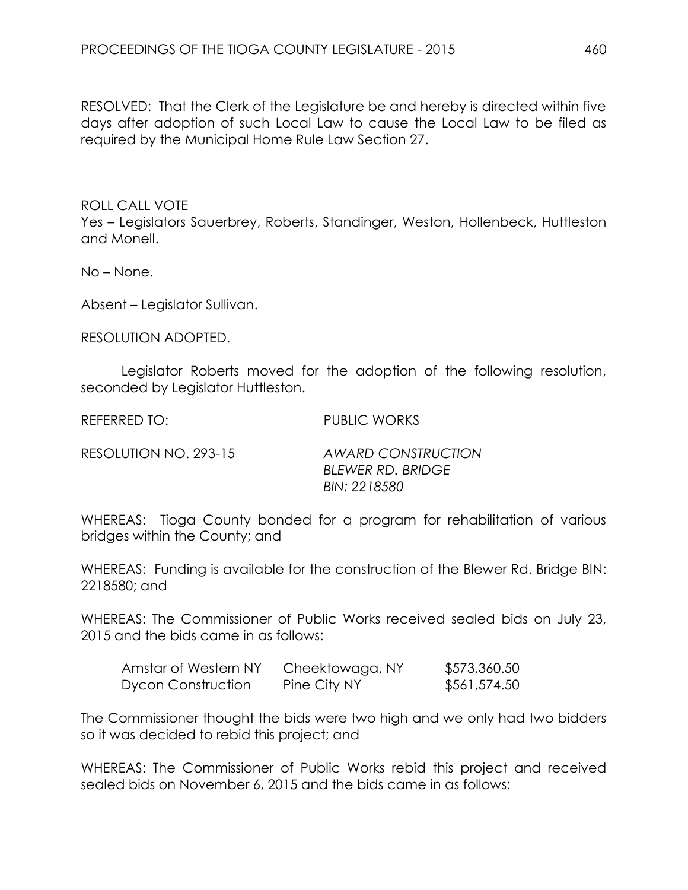RESOLVED: That the Clerk of the Legislature be and hereby is directed within five days after adoption of such Local Law to cause the Local Law to be filed as required by the Municipal Home Rule Law Section 27.

ROLL CALL VOTE
Yes – Legislators Sauerbrey, Roberts, Standinger, Weston, Hollenbeck, Huttleston and Monell.

No – None.

Absent – Legislator Sullivan.

RESOLUTION ADOPTED.

Legislator Roberts moved for the adoption of the following resolution, seconded by Legislator Huttleston.

REFERRED TO: PUBLIC WORKS

RESOLUTION NO. 293-15 *AWARD CONSTRUCTION BLEWER RD. BRIDGE BIN: 2218580*

WHEREAS: Tioga County bonded for a program for rehabilitation of various bridges within the County; and

WHEREAS: Funding is available for the construction of the Blewer Rd. Bridge BIN: 2218580; and

WHEREAS: The Commissioner of Public Works received sealed bids on July 23, 2015 and the bids came in as follows:

| | | |
|---|---|---|
| Amstar of Western NY | Cheektowaga, NY | $573,360.50 |
| Dycon Construction | Pine City NY | $561,574.50 |

The Commissioner thought the bids were two high and we only had two bidders so it was decided to rebid this project; and

WHEREAS: The Commissioner of Public Works rebid this project and received sealed bids on November 6, 2015 and the bids came in as follows: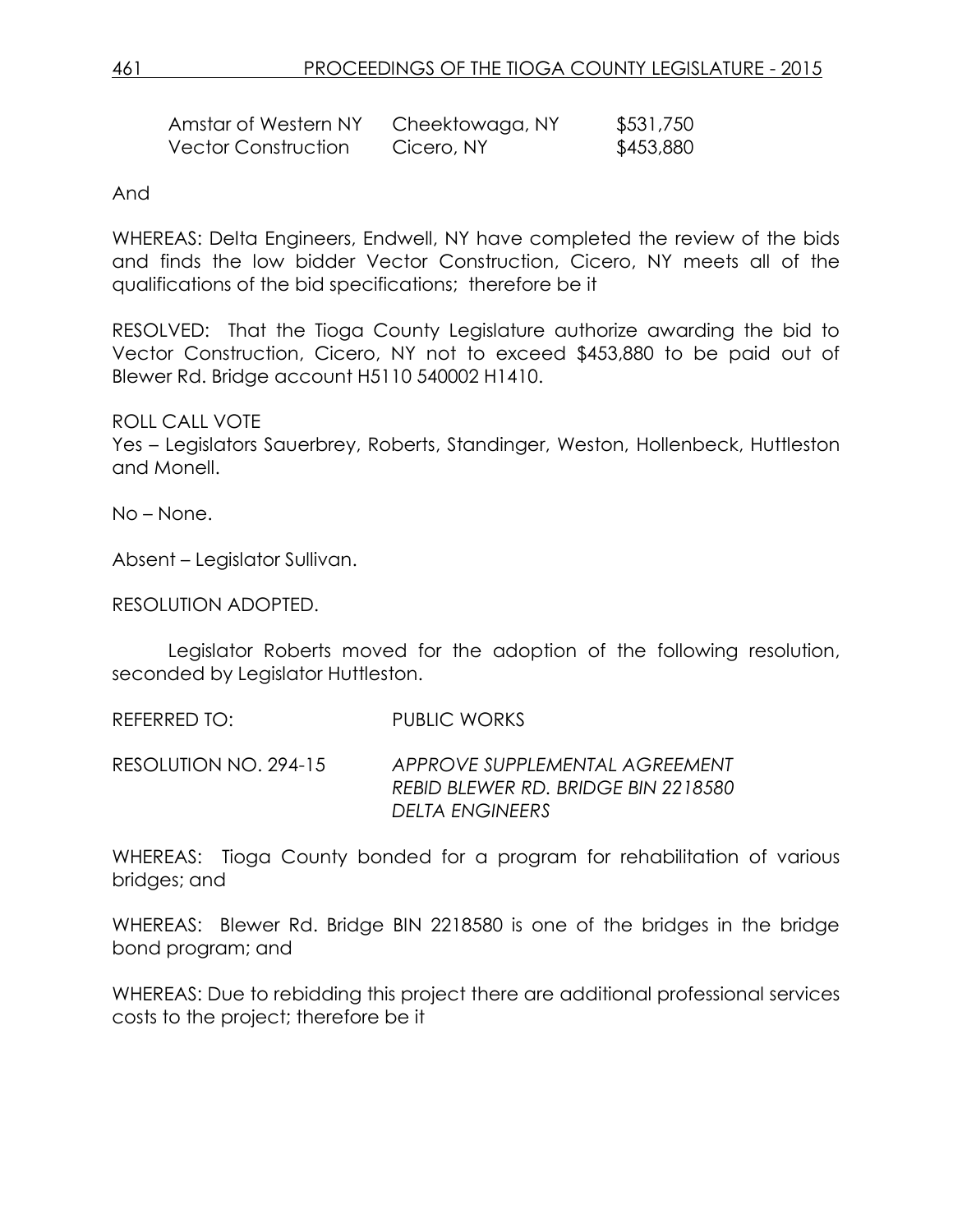| | | |
|---|---|---|
| Amstar of Western NY | Cheektowaga, NY | $531,750 |
| Vector Construction | Cicero, NY | $453,880 |

And

WHEREAS: Delta Engineers, Endwell, NY have completed the review of the bids and finds the low bidder Vector Construction, Cicero, NY meets all of the qualifications of the bid specifications; therefore be it

RESOLVED: That the Tioga County Legislature authorize awarding the bid to Vector Construction, Cicero, NY not to exceed $453,880 to be paid out of Blewer Rd. Bridge account H5110 540002 H1410.

ROLL CALL VOTE
Yes – Legislators Sauerbrey, Roberts, Standinger, Weston, Hollenbeck, Huttleston and Monell.

No – None.

Absent – Legislator Sullivan.

RESOLUTION ADOPTED.

Legislator Roberts moved for the adoption of the following resolution, seconded by Legislator Huttleston.

REFERRED TO: PUBLIC WORKS

RESOLUTION NO. 294-15 *APPROVE SUPPLEMENTAL AGREEMENT REBID BLEWER RD. BRIDGE BIN 2218580 DELTA ENGINEERS*

WHEREAS: Tioga County bonded for a program for rehabilitation of various bridges; and

WHEREAS: Blewer Rd. Bridge BIN 2218580 is one of the bridges in the bridge bond program; and

WHEREAS: Due to rebidding this project there are additional professional services costs to the project; therefore be it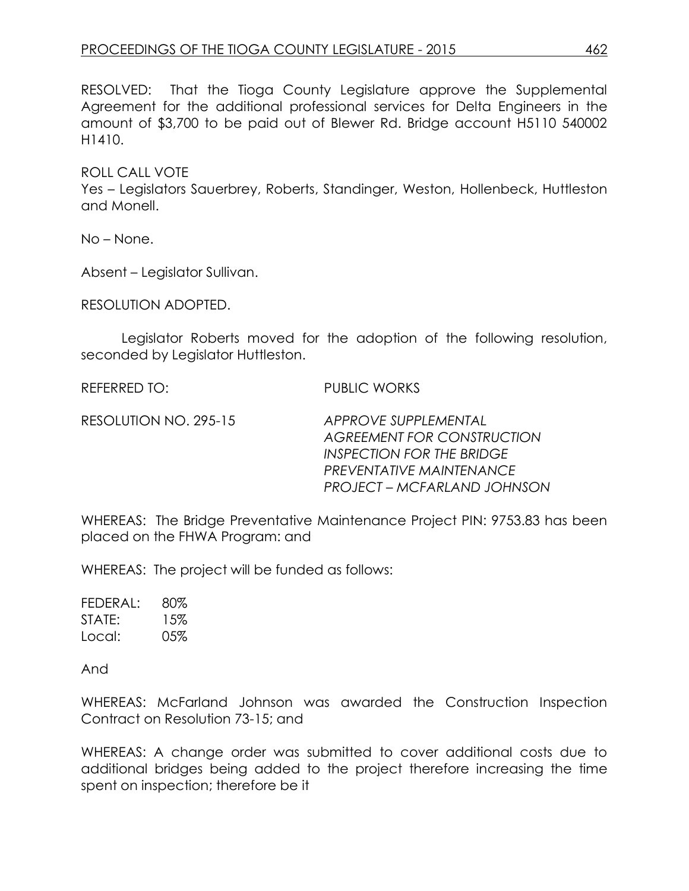RESOLVED: That the Tioga County Legislature approve the Supplemental Agreement for the additional professional services for Delta Engineers in the amount of $3,700 to be paid out of Blewer Rd. Bridge account H5110 540002 H1410.

ROLL CALL VOTE
Yes – Legislators Sauerbrey, Roberts, Standinger, Weston, Hollenbeck, Huttleston and Monell.

No – None.

Absent – Legislator Sullivan.

RESOLUTION ADOPTED.

Legislator Roberts moved for the adoption of the following resolution, seconded by Legislator Huttleston.

REFERRED TO: PUBLIC WORKS

RESOLUTION NO. 295-15 *APPROVE SUPPLEMENTAL AGREEMENT FOR CONSTRUCTION INSPECTION FOR THE BRIDGE PREVENTATIVE MAINTENANCE PROJECT – MCFARLAND JOHNSON*

WHEREAS: The Bridge Preventative Maintenance Project PIN: 9753.83 has been placed on the FHWA Program: and

WHEREAS: The project will be funded as follows:

FEDERAL: 80%
STATE: 15%
Local: 05%

And

WHEREAS: McFarland Johnson was awarded the Construction Inspection Contract on Resolution 73-15; and

WHEREAS: A change order was submitted to cover additional costs due to additional bridges being added to the project therefore increasing the time spent on inspection; therefore be it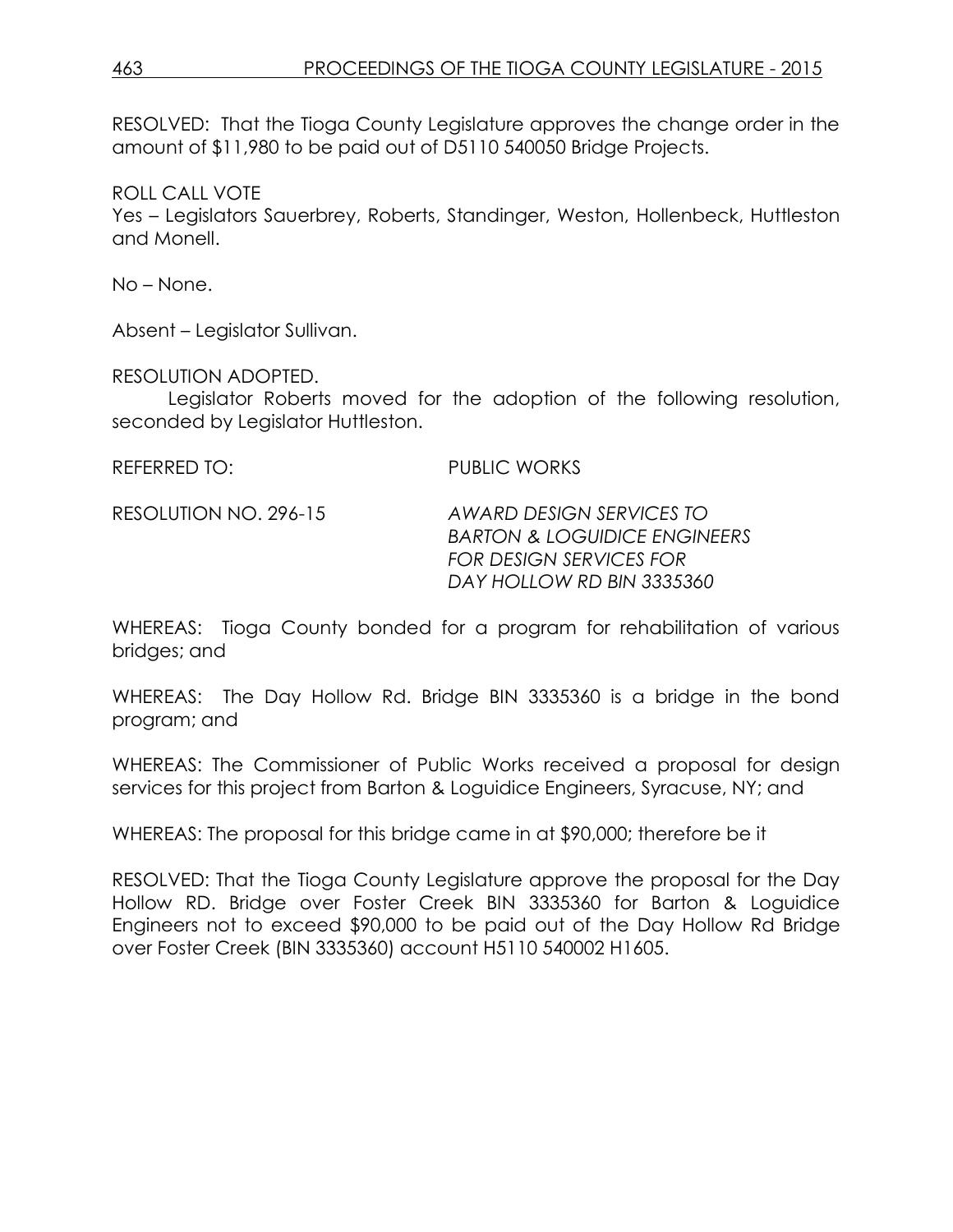RESOLVED: That the Tioga County Legislature approves the change order in the amount of $11,980 to be paid out of D5110 540050 Bridge Projects.

ROLL CALL VOTE
Yes – Legislators Sauerbrey, Roberts, Standinger, Weston, Hollenbeck, Huttleston and Monell.

No – None.

Absent – Legislator Sullivan.

RESOLUTION ADOPTED.

Legislator Roberts moved for the adoption of the following resolution, seconded by Legislator Huttleston.

REFERRED TO: PUBLIC WORKS

RESOLUTION NO. 296-15 *AWARD DESIGN SERVICES TO BARTON & LOGUIDICE ENGINEERS FOR DESIGN SERVICES FOR DAY HOLLOW RD BIN 3335360*

WHEREAS: Tioga County bonded for a program for rehabilitation of various bridges; and

WHEREAS: The Day Hollow Rd. Bridge BIN 3335360 is a bridge in the bond program; and

WHEREAS: The Commissioner of Public Works received a proposal for design services for this project from Barton & Loguidice Engineers, Syracuse, NY; and

WHEREAS: The proposal for this bridge came in at $90,000; therefore be it

RESOLVED: That the Tioga County Legislature approve the proposal for the Day Hollow RD. Bridge over Foster Creek BIN 3335360 for Barton & Loguidice Engineers not to exceed $90,000 to be paid out of the Day Hollow Rd Bridge over Foster Creek (BIN 3335360) account H5110 540002 H1605.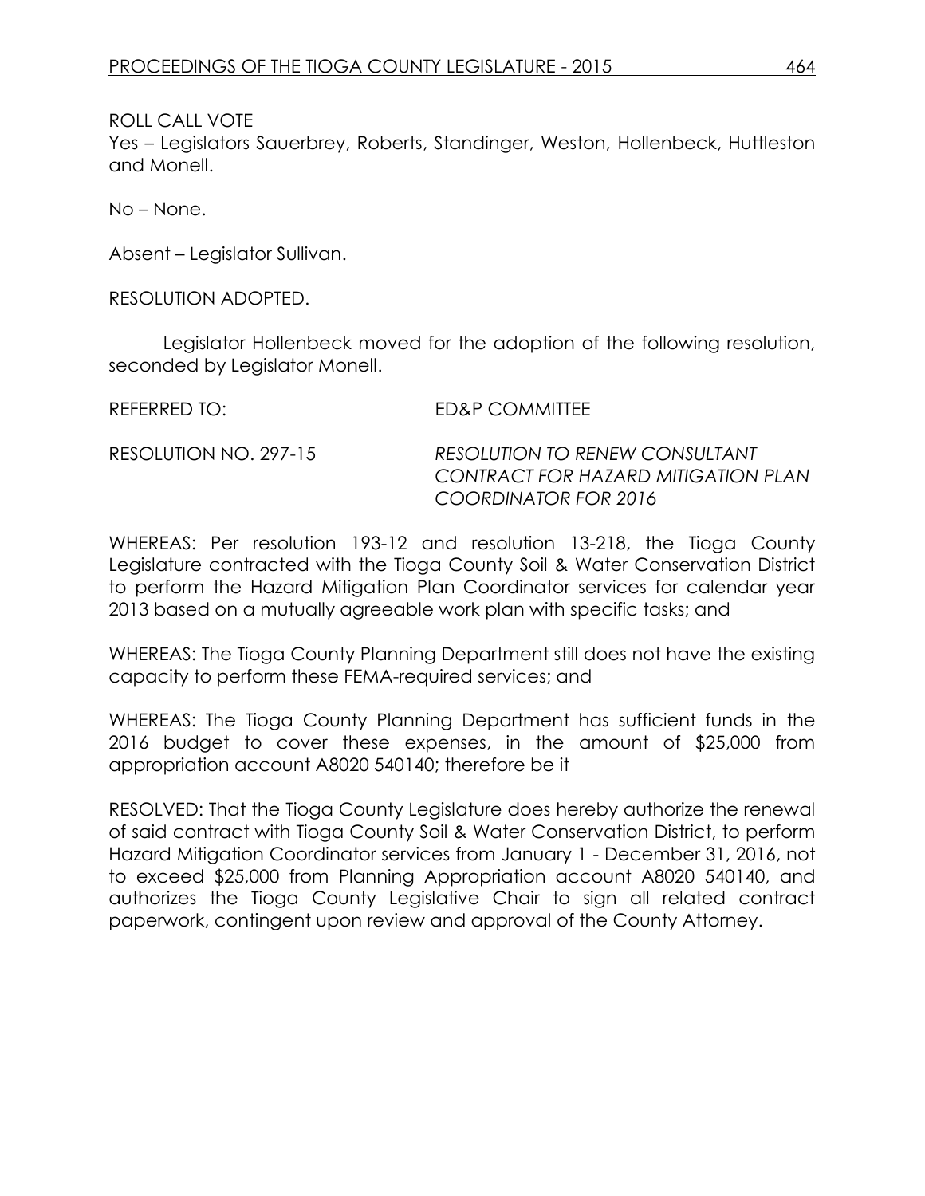ROLL CALL VOTE
Yes – Legislators Sauerbrey, Roberts, Standinger, Weston, Hollenbeck, Huttleston and Monell.

No – None.

Absent – Legislator Sullivan.

RESOLUTION ADOPTED.

Legislator Hollenbeck moved for the adoption of the following resolution, seconded by Legislator Monell.

REFERRED TO: ED&P COMMITTEE

RESOLUTION NO. 297-15 *RESOLUTION TO RENEW CONSULTANT CONTRACT FOR HAZARD MITIGATION PLAN COORDINATOR FOR 2016*

WHEREAS: Per resolution 193-12 and resolution 13-218, the Tioga County Legislature contracted with the Tioga County Soil & Water Conservation District to perform the Hazard Mitigation Plan Coordinator services for calendar year 2013 based on a mutually agreeable work plan with specific tasks; and

WHEREAS: The Tioga County Planning Department still does not have the existing capacity to perform these FEMA-required services; and

WHEREAS: The Tioga County Planning Department has sufficient funds in the 2016 budget to cover these expenses, in the amount of $25,000 from appropriation account A8020 540140; therefore be it

RESOLVED: That the Tioga County Legislature does hereby authorize the renewal of said contract with Tioga County Soil & Water Conservation District, to perform Hazard Mitigation Coordinator services from January 1 - December 31, 2016, not to exceed $25,000 from Planning Appropriation account A8020 540140, and authorizes the Tioga County Legislative Chair to sign all related contract paperwork, contingent upon review and approval of the County Attorney.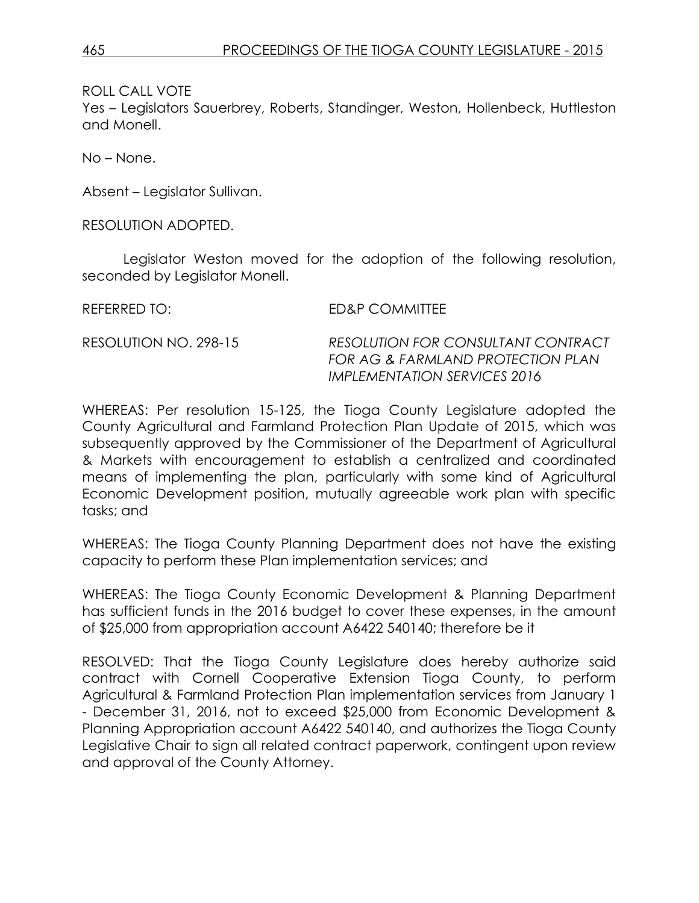ROLL CALL VOTE

Yes – Legislators Sauerbrey, Roberts, Standinger, Weston, Hollenbeck, Huttleston and Monell.

No – None.

Absent – Legislator Sullivan.

RESOLUTION ADOPTED.

Legislator Weston moved for the adoption of the following resolution, seconded by Legislator Monell.

REFERRED TO: ED&P COMMITTEE

RESOLUTION NO. 298-15 *RESOLUTION FOR CONSULTANT CONTRACT FOR AG & FARMLAND PROTECTION PLAN IMPLEMENTATION SERVICES 2016*

WHEREAS: Per resolution 15-125, the Tioga County Legislature adopted the County Agricultural and Farmland Protection Plan Update of 2015, which was subsequently approved by the Commissioner of the Department of Agricultural & Markets with encouragement to establish a centralized and coordinated means of implementing the plan, particularly with some kind of Agricultural Economic Development position, mutually agreeable work plan with specific tasks; and

WHEREAS: The Tioga County Planning Department does not have the existing capacity to perform these Plan implementation services; and

WHEREAS: The Tioga County Economic Development & Planning Department has sufficient funds in the 2016 budget to cover these expenses, in the amount of $25,000 from appropriation account A6422 540140; therefore be it

RESOLVED: That the Tioga County Legislature does hereby authorize said contract with Cornell Cooperative Extension Tioga County, to perform Agricultural & Farmland Protection Plan implementation services from January 1 - December 31, 2016, not to exceed $25,000 from Economic Development & Planning Appropriation account A6422 540140, and authorizes the Tioga County Legislative Chair to sign all related contract paperwork, contingent upon review and approval of the County Attorney.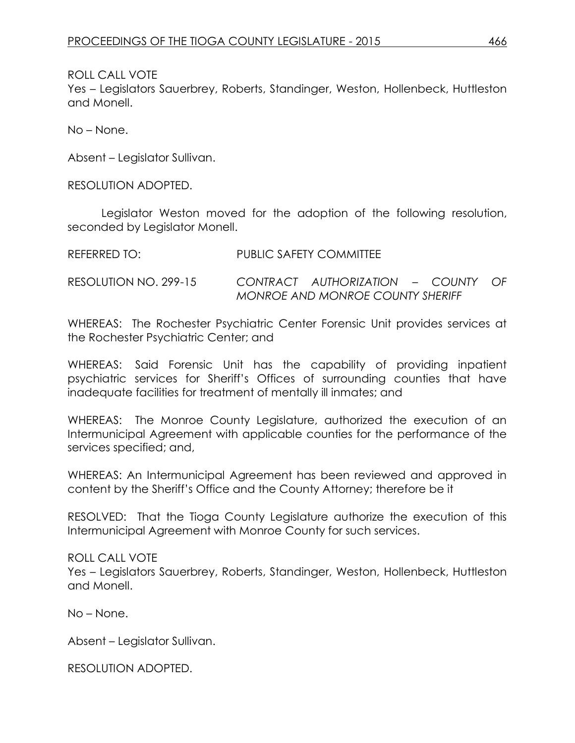ROLL CALL VOTE
Yes – Legislators Sauerbrey, Roberts, Standinger, Weston, Hollenbeck, Huttleston and Monell.

No – None.

Absent – Legislator Sullivan.

RESOLUTION ADOPTED.

Legislator Weston moved for the adoption of the following resolution, seconded by Legislator Monell.

REFERRED TO: PUBLIC SAFETY COMMITTEE

RESOLUTION NO. 299-15 *CONTRACT AUTHORIZATION – COUNTY OF MONROE AND MONROE COUNTY SHERIFF*

WHEREAS: The Rochester Psychiatric Center Forensic Unit provides services at the Rochester Psychiatric Center; and

WHEREAS: Said Forensic Unit has the capability of providing inpatient psychiatric services for Sheriff's Offices of surrounding counties that have inadequate facilities for treatment of mentally ill inmates; and

WHEREAS: The Monroe County Legislature, authorized the execution of an Intermunicipal Agreement with applicable counties for the performance of the services specified; and,

WHEREAS: An Intermunicipal Agreement has been reviewed and approved in content by the Sheriff's Office and the County Attorney; therefore be it

RESOLVED: That the Tioga County Legislature authorize the execution of this Intermunicipal Agreement with Monroe County for such services.

ROLL CALL VOTE
Yes – Legislators Sauerbrey, Roberts, Standinger, Weston, Hollenbeck, Huttleston and Monell.

No – None.

Absent – Legislator Sullivan.

RESOLUTION ADOPTED.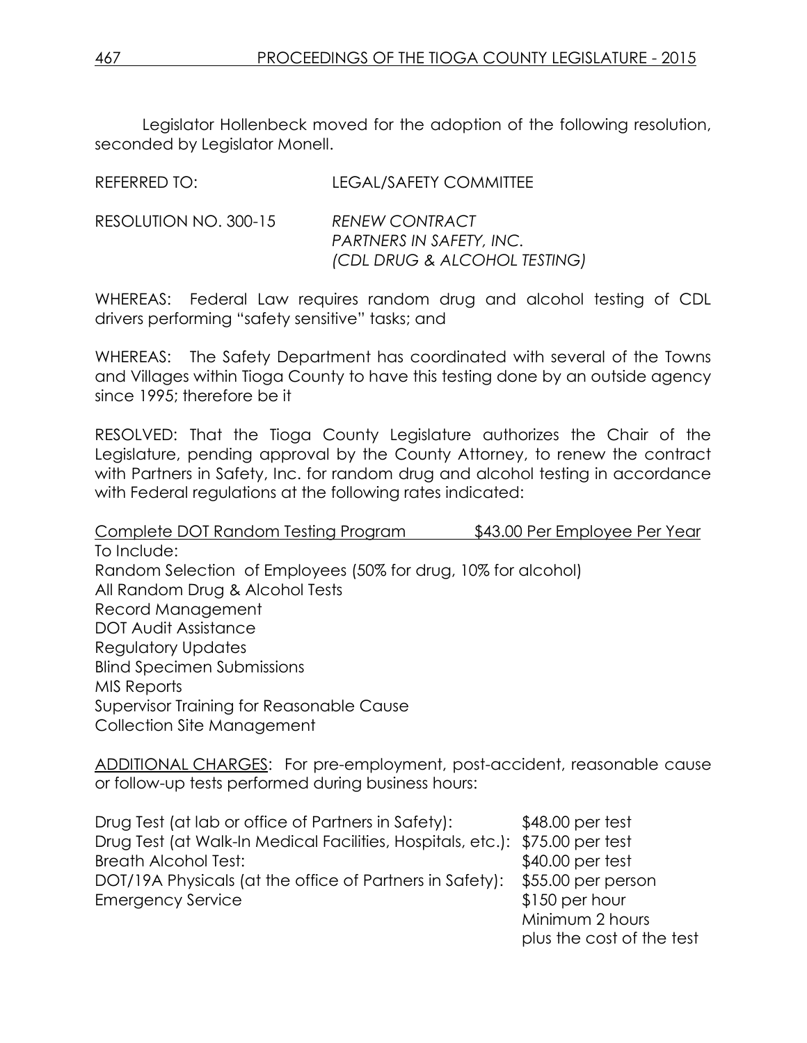Legislator Hollenbeck moved for the adoption of the following resolution, seconded by Legislator Monell.

REFERRED TO: LEGAL/SAFETY COMMITTEE

RESOLUTION NO. 300-15 *RENEW CONTRACT PARTNERS IN SAFETY, INC. (CDL DRUG & ALCOHOL TESTING)*

WHEREAS: Federal Law requires random drug and alcohol testing of CDL drivers performing "safety sensitive" tasks; and

WHEREAS: The Safety Department has coordinated with several of the Towns and Villages within Tioga County to have this testing done by an outside agency since 1995; therefore be it

RESOLVED: That the Tioga County Legislature authorizes the Chair of the Legislature, pending approval by the County Attorney, to renew the contract with Partners in Safety, Inc. for random drug and alcohol testing in accordance with Federal regulations at the following rates indicated:

<u>Complete DOT Random Testing Program $43.00 Per Employee Per Year</u>

To Include:
Random Selection of Employees (50% for drug, 10% for alcohol)
All Random Drug & Alcohol Tests
Record Management
DOT Audit Assistance
Regulatory Updates
Blind Specimen Submissions
MIS Reports
Supervisor Training for Reasonable Cause
Collection Site Management

<u>ADDITIONAL CHARGES</u>: For pre-employment, post-accident, reasonable cause or follow-up tests performed during business hours:

| | |
|---|---|
| Drug Test (at lab or office of Partners in Safety): | $48.00 per test |
| Drug Test (at Walk-In Medical Facilities, Hospitals, etc.): | $75.00 per test |
| Breath Alcohol Test: | $40.00 per test |
| DOT/19A Physicals (at the office of Partners in Safety): | $55.00 per person |
| Emergency Service | $150 per hour Minimum 2 hours plus the cost of the test |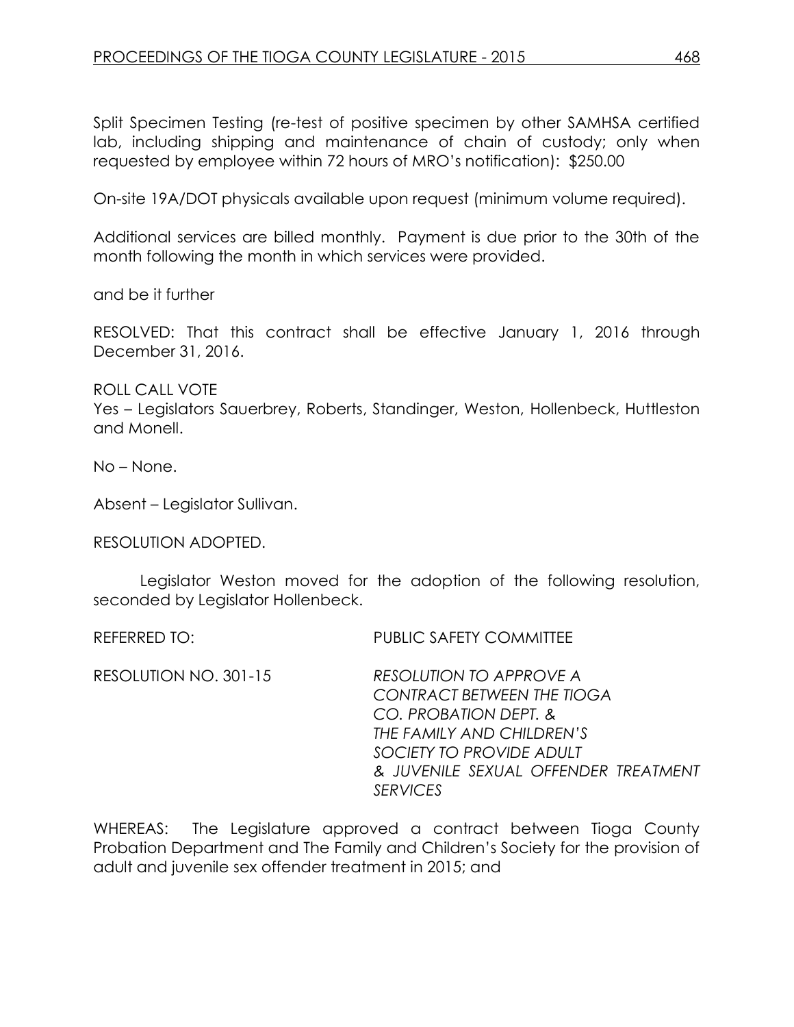Split Specimen Testing (re-test of positive specimen by other SAMHSA certified lab, including shipping and maintenance of chain of custody; only when requested by employee within 72 hours of MRO's notification): $250.00

On-site 19A/DOT physicals available upon request (minimum volume required).

Additional services are billed monthly. Payment is due prior to the 30th of the month following the month in which services were provided.

and be it further

RESOLVED: That this contract shall be effective January 1, 2016 through December 31, 2016.

ROLL CALL VOTE
Yes – Legislators Sauerbrey, Roberts, Standinger, Weston, Hollenbeck, Huttleston and Monell.

No – None.

Absent – Legislator Sullivan.

RESOLUTION ADOPTED.

Legislator Weston moved for the adoption of the following resolution, seconded by Legislator Hollenbeck.

REFERRED TO: PUBLIC SAFETY COMMITTEE

RESOLUTION NO. 301-15 *RESOLUTION TO APPROVE A CONTRACT BETWEEN THE TIOGA CO. PROBATION DEPT. & THE FAMILY AND CHILDREN'S SOCIETY TO PROVIDE ADULT & JUVENILE SEXUAL OFFENDER TREATMENT SERVICES*

WHEREAS: The Legislature approved a contract between Tioga County Probation Department and The Family and Children's Society for the provision of adult and juvenile sex offender treatment in 2015; and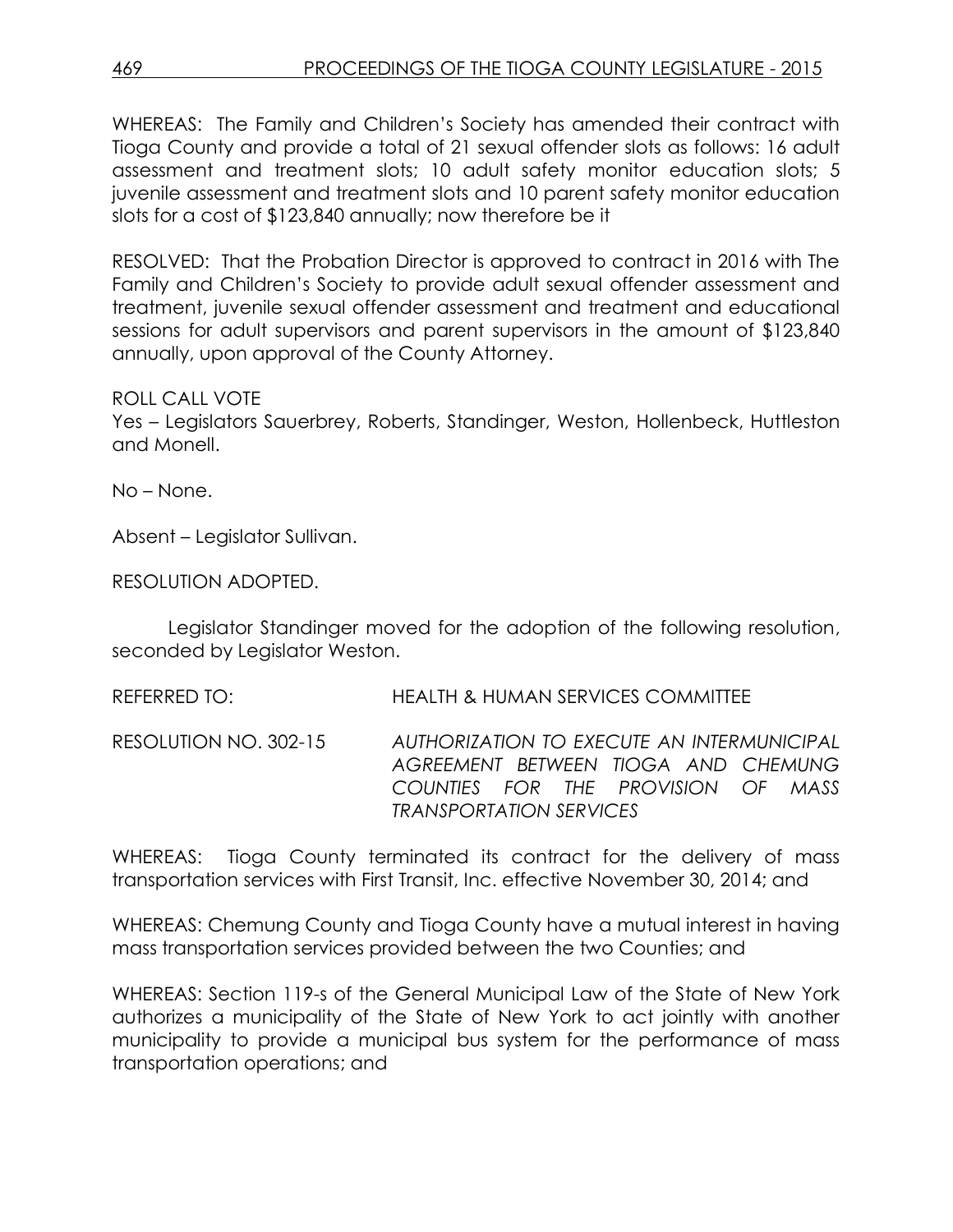WHEREAS: The Family and Children's Society has amended their contract with Tioga County and provide a total of 21 sexual offender slots as follows: 16 adult assessment and treatment slots; 10 adult safety monitor education slots; 5 juvenile assessment and treatment slots and 10 parent safety monitor education slots for a cost of $123,840 annually; now therefore be it

RESOLVED: That the Probation Director is approved to contract in 2016 with The Family and Children's Society to provide adult sexual offender assessment and treatment, juvenile sexual offender assessment and treatment and educational sessions for adult supervisors and parent supervisors in the amount of $123,840 annually, upon approval of the County Attorney.

ROLL CALL VOTE
Yes – Legislators Sauerbrey, Roberts, Standinger, Weston, Hollenbeck, Huttleston and Monell.

No – None.

Absent – Legislator Sullivan.

RESOLUTION ADOPTED.

Legislator Standinger moved for the adoption of the following resolution, seconded by Legislator Weston.

REFERRED TO: HEALTH & HUMAN SERVICES COMMITTEE

RESOLUTION NO. 302-15 *AUTHORIZATION TO EXECUTE AN INTERMUNICIPAL AGREEMENT BETWEEN TIOGA AND CHEMUNG COUNTIES FOR THE PROVISION OF MASS TRANSPORTATION SERVICES*

WHEREAS: Tioga County terminated its contract for the delivery of mass transportation services with First Transit, Inc. effective November 30, 2014; and

WHEREAS: Chemung County and Tioga County have a mutual interest in having mass transportation services provided between the two Counties; and

WHEREAS: Section 119-s of the General Municipal Law of the State of New York authorizes a municipality of the State of New York to act jointly with another municipality to provide a municipal bus system for the performance of mass transportation operations; and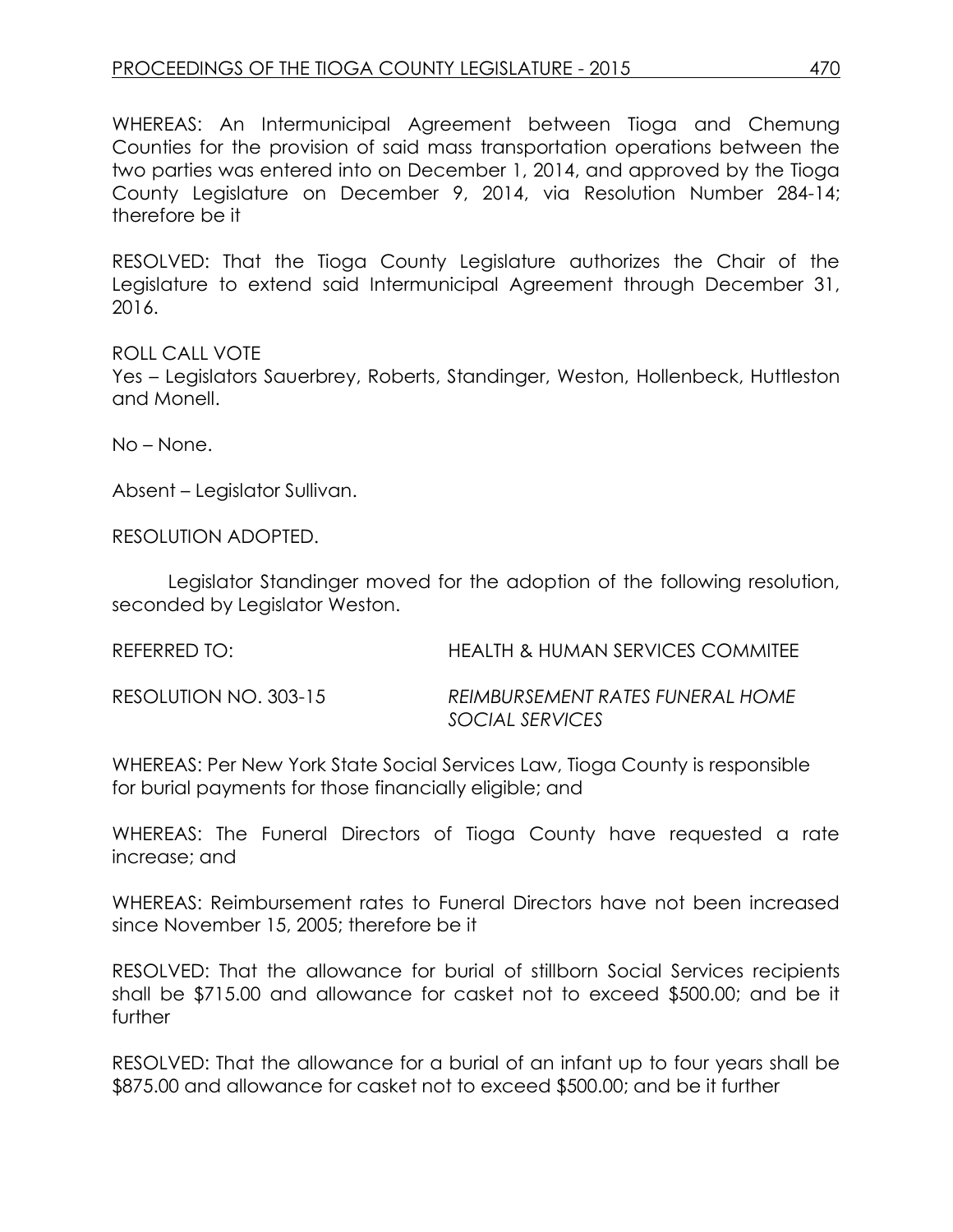WHEREAS: An Intermunicipal Agreement between Tioga and Chemung Counties for the provision of said mass transportation operations between the two parties was entered into on December 1, 2014, and approved by the Tioga County Legislature on December 9, 2014, via Resolution Number 284-14; therefore be it

RESOLVED: That the Tioga County Legislature authorizes the Chair of the Legislature to extend said Intermunicipal Agreement through December 31, 2016.

ROLL CALL VOTE
Yes – Legislators Sauerbrey, Roberts, Standinger, Weston, Hollenbeck, Huttleston and Monell.

No – None.

Absent – Legislator Sullivan.

RESOLUTION ADOPTED.

Legislator Standinger moved for the adoption of the following resolution, seconded by Legislator Weston.

REFERRED TO: HEALTH & HUMAN SERVICES COMMITEE

RESOLUTION NO. 303-15 *REIMBURSEMENT RATES FUNERAL HOME SOCIAL SERVICES*

WHEREAS: Per New York State Social Services Law, Tioga County is responsible for burial payments for those financially eligible; and

WHEREAS: The Funeral Directors of Tioga County have requested a rate increase; and

WHEREAS: Reimbursement rates to Funeral Directors have not been increased since November 15, 2005; therefore be it

RESOLVED: That the allowance for burial of stillborn Social Services recipients shall be $715.00 and allowance for casket not to exceed $500.00; and be it further

RESOLVED: That the allowance for a burial of an infant up to four years shall be $875.00 and allowance for casket not to exceed $500.00; and be it further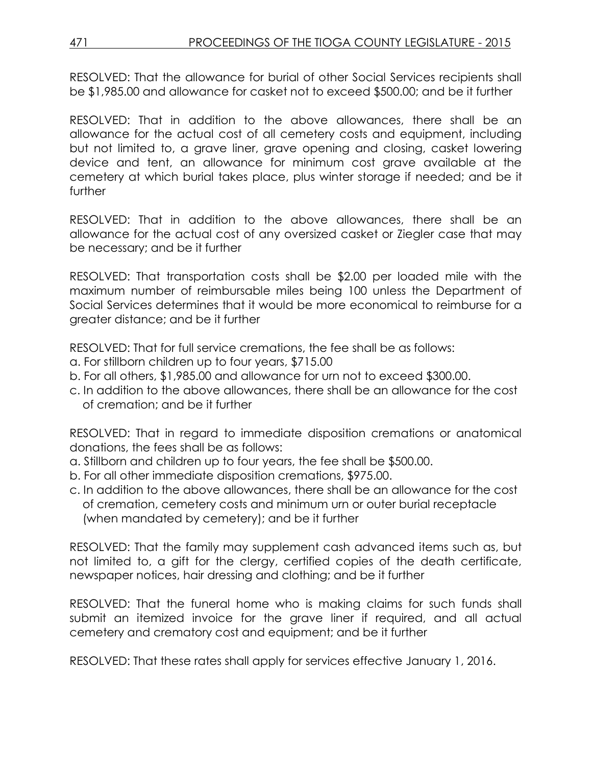RESOLVED: That the allowance for burial of other Social Services recipients shall be $1,985.00 and allowance for casket not to exceed $500.00; and be it further

RESOLVED: That in addition to the above allowances, there shall be an allowance for the actual cost of all cemetery costs and equipment, including but not limited to, a grave liner, grave opening and closing, casket lowering device and tent, an allowance for minimum cost grave available at the cemetery at which burial takes place, plus winter storage if needed; and be it further

RESOLVED: That in addition to the above allowances, there shall be an allowance for the actual cost of any oversized casket or Ziegler case that may be necessary; and be it further

RESOLVED: That transportation costs shall be $2.00 per loaded mile with the maximum number of reimbursable miles being 100 unless the Department of Social Services determines that it would be more economical to reimburse for a greater distance; and be it further

RESOLVED: That for full service cremations, the fee shall be as follows:
a. For stillborn children up to four years, $715.00
b. For all others, $1,985.00 and allowance for urn not to exceed $300.00.
c. In addition to the above allowances, there shall be an allowance for the cost of cremation; and be it further

RESOLVED: That in regard to immediate disposition cremations or anatomical donations, the fees shall be as follows:
a. Stillborn and children up to four years, the fee shall be $500.00.
b. For all other immediate disposition cremations, $975.00.
c. In addition to the above allowances, there shall be an allowance for the cost of cremation, cemetery costs and minimum urn or outer burial receptacle (when mandated by cemetery); and be it further

RESOLVED: That the family may supplement cash advanced items such as, but not limited to, a gift for the clergy, certified copies of the death certificate, newspaper notices, hair dressing and clothing; and be it further

RESOLVED: That the funeral home who is making claims for such funds shall submit an itemized invoice for the grave liner if required, and all actual cemetery and crematory cost and equipment; and be it further

RESOLVED: That these rates shall apply for services effective January 1, 2016.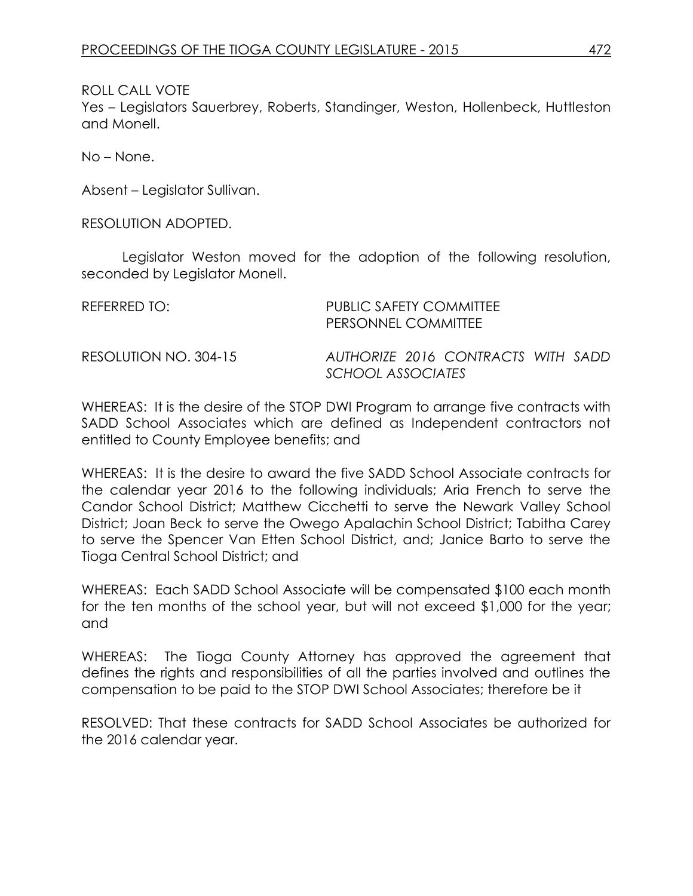ROLL CALL VOTE
Yes – Legislators Sauerbrey, Roberts, Standinger, Weston, Hollenbeck, Huttleston and Monell.

No – None.

Absent – Legislator Sullivan.

RESOLUTION ADOPTED.

Legislator Weston moved for the adoption of the following resolution, seconded by Legislator Monell.

REFERRED TO: PUBLIC SAFETY COMMITTEE
PERSONNEL COMMITTEE

RESOLUTION NO. 304-15 *AUTHORIZE 2016 CONTRACTS WITH SADD SCHOOL ASSOCIATES*

WHEREAS: It is the desire of the STOP DWI Program to arrange five contracts with SADD School Associates which are defined as Independent contractors not entitled to County Employee benefits; and

WHEREAS: It is the desire to award the five SADD School Associate contracts for the calendar year 2016 to the following individuals; Aria French to serve the Candor School District; Matthew Cicchetti to serve the Newark Valley School District; Joan Beck to serve the Owego Apalachin School District; Tabitha Carey to serve the Spencer Van Etten School District, and; Janice Barto to serve the Tioga Central School District; and

WHEREAS: Each SADD School Associate will be compensated $100 each month for the ten months of the school year, but will not exceed $1,000 for the year; and

WHEREAS: The Tioga County Attorney has approved the agreement that defines the rights and responsibilities of all the parties involved and outlines the compensation to be paid to the STOP DWI School Associates; therefore be it

RESOLVED: That these contracts for SADD School Associates be authorized for the 2016 calendar year.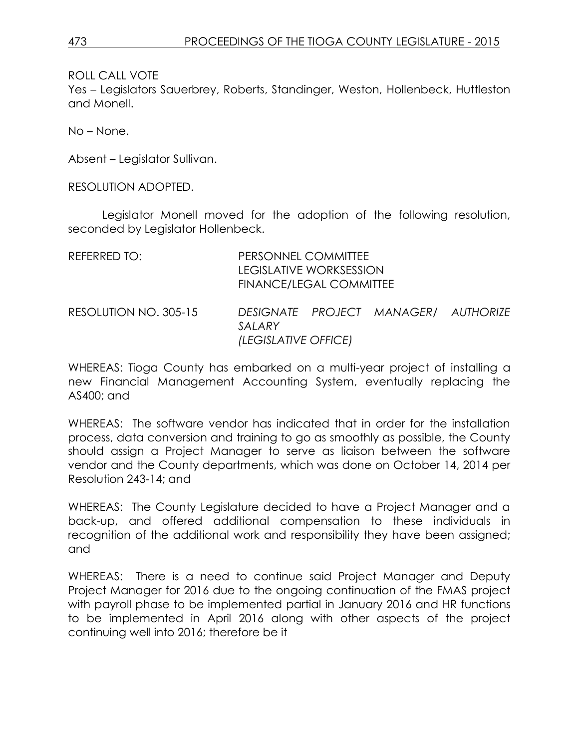ROLL CALL VOTE

Yes – Legislators Sauerbrey, Roberts, Standinger, Weston, Hollenbeck, Huttleston and Monell.

No – None.

Absent – Legislator Sullivan.

RESOLUTION ADOPTED.

Legislator Monell moved for the adoption of the following resolution, seconded by Legislator Hollenbeck.

| | |
|---|---|
| REFERRED TO: | PERSONNEL COMMITTEE<br>LEGISLATIVE WORKSESSION<br>FINANCE/LEGAL COMMITTEE |
| RESOLUTION NO. 305-15 | *DESIGNATE PROJECT MANAGER/ AUTHORIZE SALARY*<br>*(LEGISLATIVE OFFICE)* |

WHEREAS: Tioga County has embarked on a multi-year project of installing a new Financial Management Accounting System, eventually replacing the AS400; and

WHEREAS: The software vendor has indicated that in order for the installation process, data conversion and training to go as smoothly as possible, the County should assign a Project Manager to serve as liaison between the software vendor and the County departments, which was done on October 14, 2014 per Resolution 243-14; and

WHEREAS: The County Legislature decided to have a Project Manager and a back-up, and offered additional compensation to these individuals in recognition of the additional work and responsibility they have been assigned; and

WHEREAS: There is a need to continue said Project Manager and Deputy Project Manager for 2016 due to the ongoing continuation of the FMAS project with payroll phase to be implemented partial in January 2016 and HR functions to be implemented in April 2016 along with other aspects of the project continuing well into 2016; therefore be it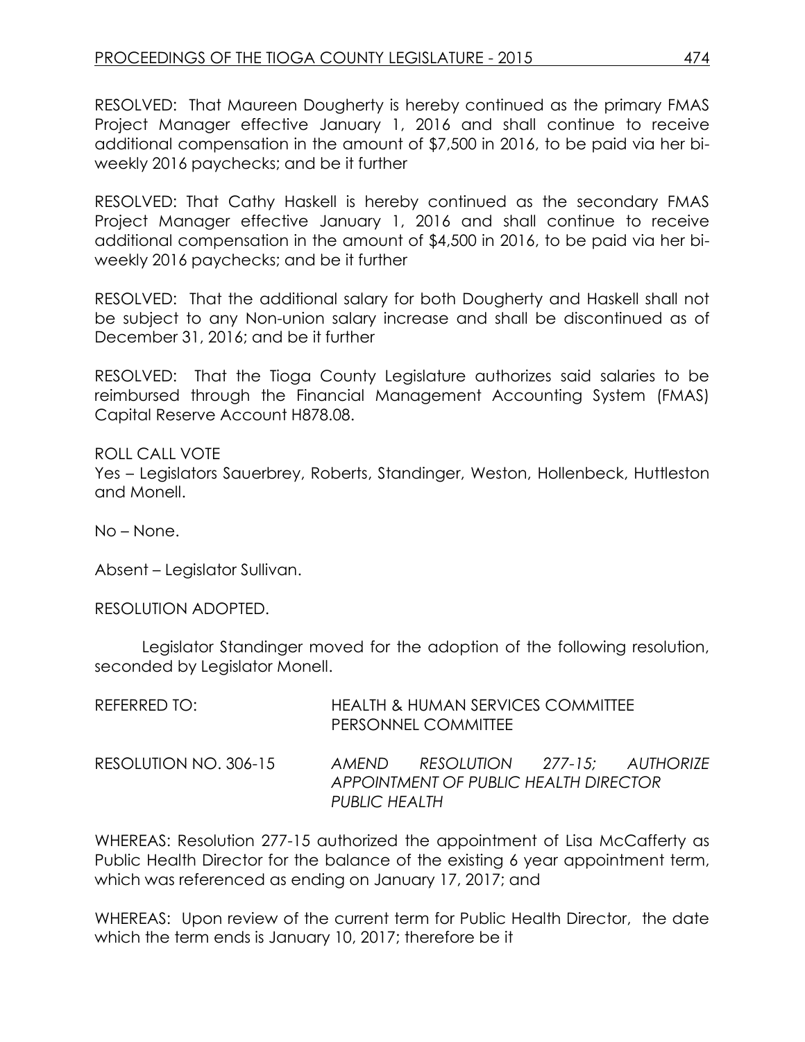RESOLVED: That Maureen Dougherty is hereby continued as the primary FMAS Project Manager effective January 1, 2016 and shall continue to receive additional compensation in the amount of $7,500 in 2016, to be paid via her bi-weekly 2016 paychecks; and be it further

RESOLVED: That Cathy Haskell is hereby continued as the secondary FMAS Project Manager effective January 1, 2016 and shall continue to receive additional compensation in the amount of $4,500 in 2016, to be paid via her bi-weekly 2016 paychecks; and be it further

RESOLVED: That the additional salary for both Dougherty and Haskell shall not be subject to any Non-union salary increase and shall be discontinued as of December 31, 2016; and be it further

RESOLVED: That the Tioga County Legislature authorizes said salaries to be reimbursed through the Financial Management Accounting System (FMAS) Capital Reserve Account H878.08.

ROLL CALL VOTE
Yes – Legislators Sauerbrey, Roberts, Standinger, Weston, Hollenbeck, Huttleston and Monell.

No – None.

Absent – Legislator Sullivan.

RESOLUTION ADOPTED.

Legislator Standinger moved for the adoption of the following resolution, seconded by Legislator Monell.

REFERRED TO: HEALTH & HUMAN SERVICES COMMITTEE
PERSONNEL COMMITTEE

RESOLUTION NO. 306-15 *AMEND RESOLUTION 277-15; AUTHORIZE APPOINTMENT OF PUBLIC HEALTH DIRECTOR PUBLIC HEALTH*

WHEREAS: Resolution 277-15 authorized the appointment of Lisa McCafferty as Public Health Director for the balance of the existing 6 year appointment term, which was referenced as ending on January 17, 2017; and

WHEREAS: Upon review of the current term for Public Health Director, the date which the term ends is January 10, 2017; therefore be it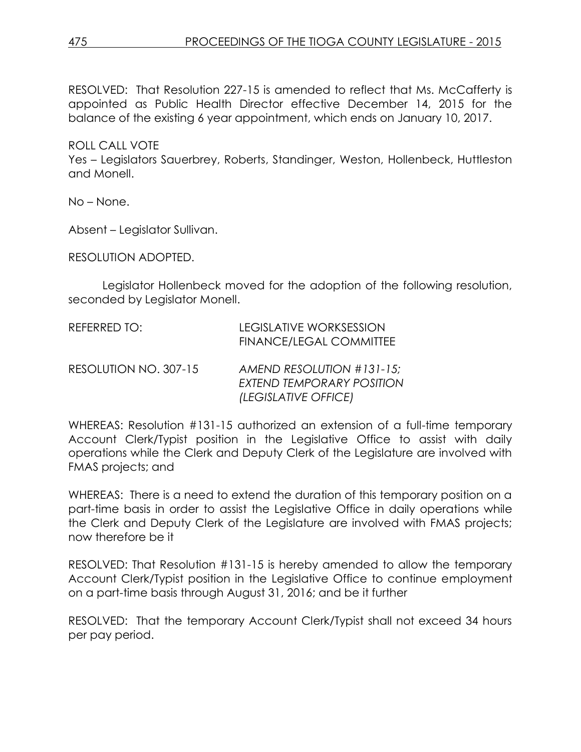RESOLVED: That Resolution 227-15 is amended to reflect that Ms. McCafferty is appointed as Public Health Director effective December 14, 2015 for the balance of the existing 6 year appointment, which ends on January 10, 2017.

ROLL CALL VOTE
Yes – Legislators Sauerbrey, Roberts, Standinger, Weston, Hollenbeck, Huttleston and Monell.

No – None.

Absent – Legislator Sullivan.

RESOLUTION ADOPTED.

Legislator Hollenbeck moved for the adoption of the following resolution, seconded by Legislator Monell.

| | |
|---|---|
| REFERRED TO: | LEGISLATIVE WORKSESSION<br>FINANCE/LEGAL COMMITTEE |
| RESOLUTION NO. 307-15 | *AMEND RESOLUTION #131-15; EXTEND TEMPORARY POSITION (LEGISLATIVE OFFICE)* |

WHEREAS: Resolution #131-15 authorized an extension of a full-time temporary Account Clerk/Typist position in the Legislative Office to assist with daily operations while the Clerk and Deputy Clerk of the Legislature are involved with FMAS projects; and

WHEREAS: There is a need to extend the duration of this temporary position on a part-time basis in order to assist the Legislative Office in daily operations while the Clerk and Deputy Clerk of the Legislature are involved with FMAS projects; now therefore be it

RESOLVED: That Resolution #131-15 is hereby amended to allow the temporary Account Clerk/Typist position in the Legislative Office to continue employment on a part-time basis through August 31, 2016; and be it further

RESOLVED: That the temporary Account Clerk/Typist shall not exceed 34 hours per pay period.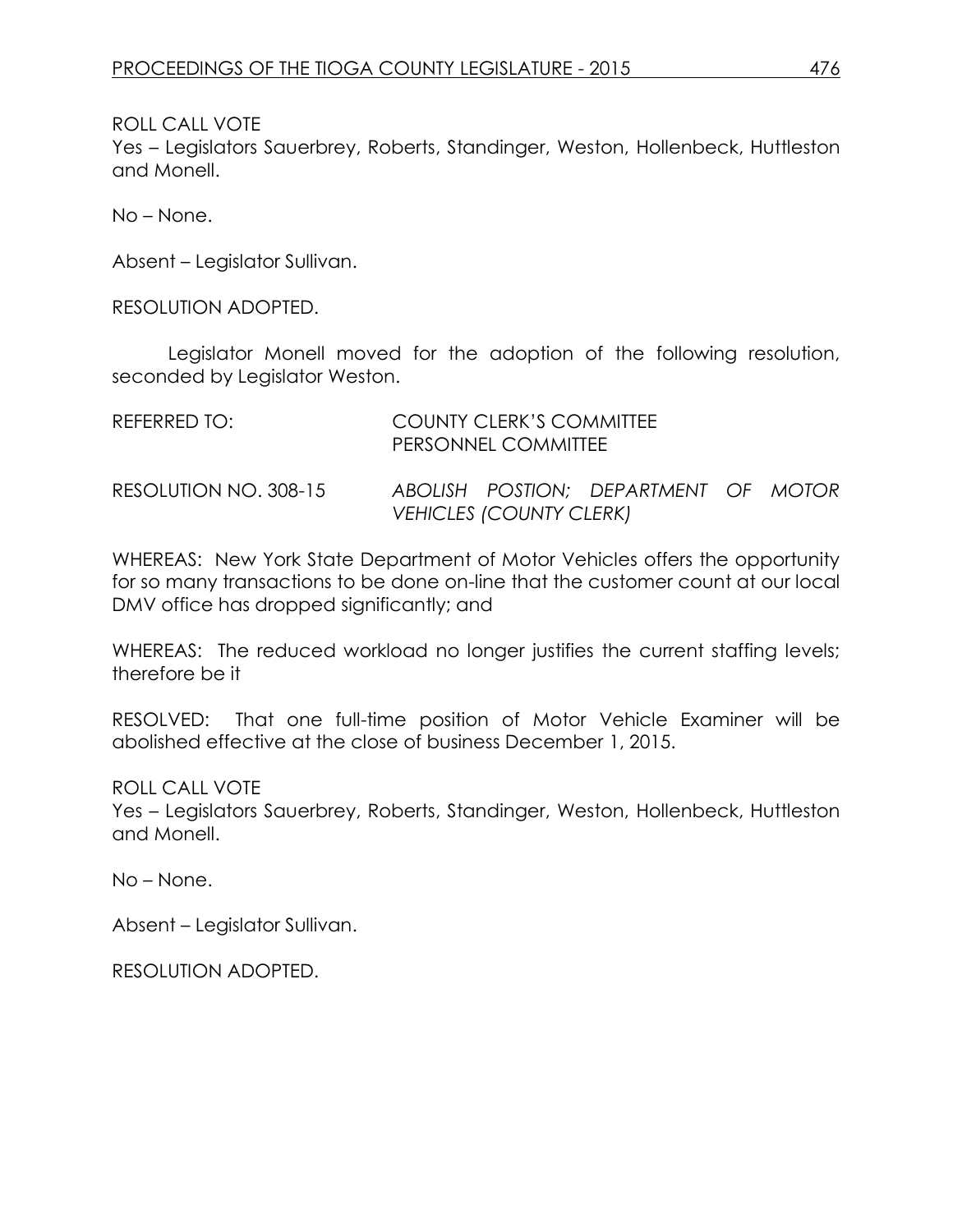ROLL CALL VOTE
Yes – Legislators Sauerbrey, Roberts, Standinger, Weston, Hollenbeck, Huttleston and Monell.

No – None.

Absent – Legislator Sullivan.

RESOLUTION ADOPTED.

Legislator Monell moved for the adoption of the following resolution, seconded by Legislator Weston.

REFERRED TO: COUNTY CLERK'S COMMITTEE
PERSONNEL COMMITTEE

RESOLUTION NO. 308-15 *ABOLISH POSTION; DEPARTMENT OF MOTOR VEHICLES (COUNTY CLERK)*

WHEREAS: New York State Department of Motor Vehicles offers the opportunity for so many transactions to be done on-line that the customer count at our local DMV office has dropped significantly; and

WHEREAS: The reduced workload no longer justifies the current staffing levels; therefore be it

RESOLVED: That one full-time position of Motor Vehicle Examiner will be abolished effective at the close of business December 1, 2015.

ROLL CALL VOTE
Yes – Legislators Sauerbrey, Roberts, Standinger, Weston, Hollenbeck, Huttleston and Monell.

No – None.

Absent – Legislator Sullivan.

RESOLUTION ADOPTED.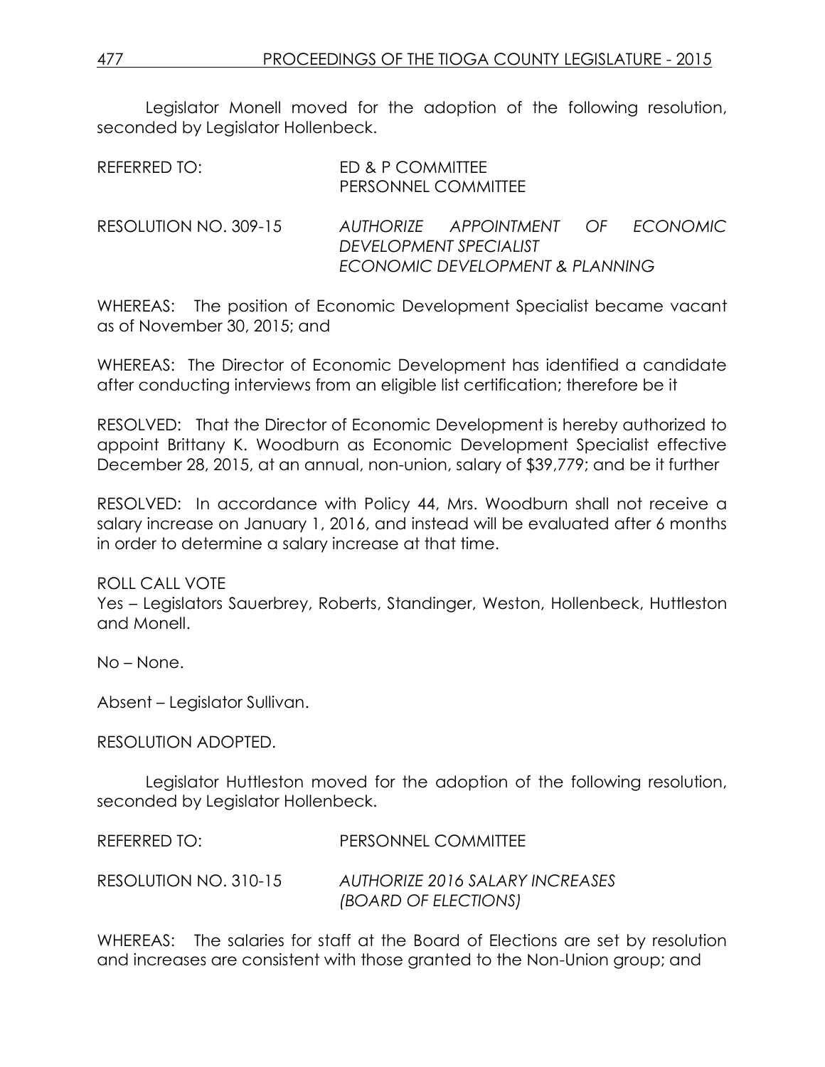Legislator Monell moved for the adoption of the following resolution, seconded by Legislator Hollenbeck.

REFERRED TO: ED & P COMMITTEE
PERSONNEL COMMITTEE

RESOLUTION NO. 309-15 *AUTHORIZE APPOINTMENT OF ECONOMIC DEVELOPMENT SPECIALIST ECONOMIC DEVELOPMENT & PLANNING*

WHEREAS: The position of Economic Development Specialist became vacant as of November 30, 2015; and

WHEREAS: The Director of Economic Development has identified a candidate after conducting interviews from an eligible list certification; therefore be it

RESOLVED: That the Director of Economic Development is hereby authorized to appoint Brittany K. Woodburn as Economic Development Specialist effective December 28, 2015, at an annual, non-union, salary of $39,779; and be it further

RESOLVED: In accordance with Policy 44, Mrs. Woodburn shall not receive a salary increase on January 1, 2016, and instead will be evaluated after 6 months in order to determine a salary increase at that time.

ROLL CALL VOTE
Yes – Legislators Sauerbrey, Roberts, Standinger, Weston, Hollenbeck, Huttleston and Monell.

No – None.

Absent – Legislator Sullivan.

RESOLUTION ADOPTED.

Legislator Huttleston moved for the adoption of the following resolution, seconded by Legislator Hollenbeck.

REFERRED TO: PERSONNEL COMMITTEE

RESOLUTION NO. 310-15 *AUTHORIZE 2016 SALARY INCREASES (BOARD OF ELECTIONS)*

WHEREAS: The salaries for staff at the Board of Elections are set by resolution and increases are consistent with those granted to the Non-Union group; and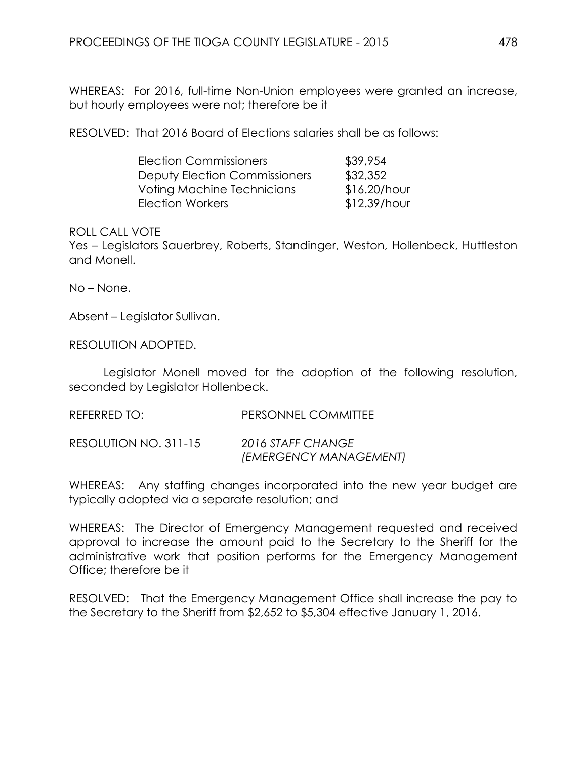WHEREAS: For 2016, full-time Non-Union employees were granted an increase, but hourly employees were not; therefore be it

RESOLVED: That 2016 Board of Elections salaries shall be as follows:

| | |
|---|---|
| Election Commissioners | $39,954 |
| Deputy Election Commissioners | $32,352 |
| Voting Machine Technicians | $16.20/hour |
| Election Workers | $12.39/hour |

ROLL CALL VOTE
Yes – Legislators Sauerbrey, Roberts, Standinger, Weston, Hollenbeck, Huttleston and Monell.

No – None.

Absent – Legislator Sullivan.

RESOLUTION ADOPTED.

Legislator Monell moved for the adoption of the following resolution, seconded by Legislator Hollenbeck.

REFERRED TO: PERSONNEL COMMITTEE

RESOLUTION NO. 311-15 *2016 STAFF CHANGE (EMERGENCY MANAGEMENT)*

WHEREAS: Any staffing changes incorporated into the new year budget are typically adopted via a separate resolution; and

WHEREAS: The Director of Emergency Management requested and received approval to increase the amount paid to the Secretary to the Sheriff for the administrative work that position performs for the Emergency Management Office; therefore be it

RESOLVED: That the Emergency Management Office shall increase the pay to the Secretary to the Sheriff from $2,652 to $5,304 effective January 1, 2016.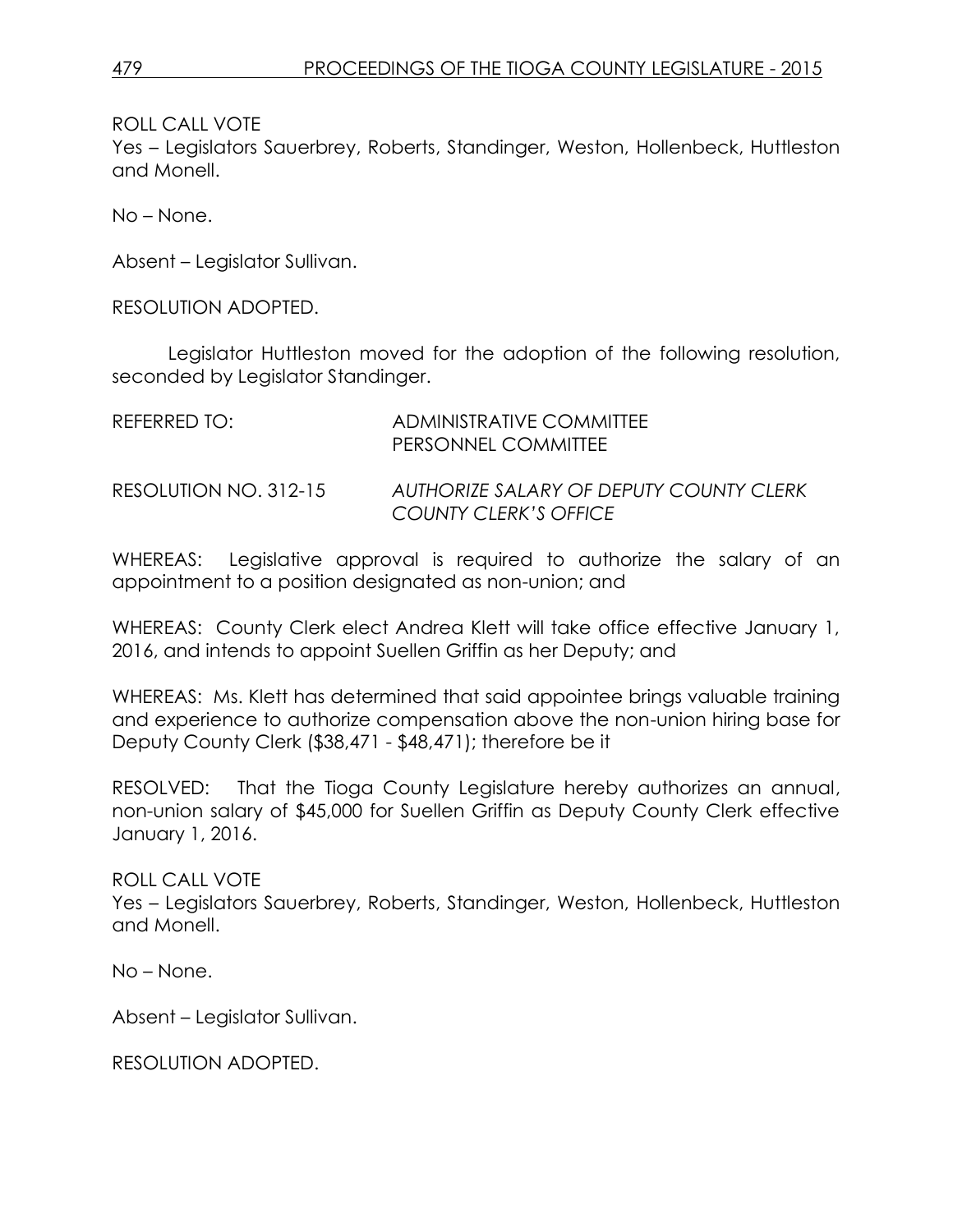ROLL CALL VOTE
Yes – Legislators Sauerbrey, Roberts, Standinger, Weston, Hollenbeck, Huttleston and Monell.

No – None.

Absent – Legislator Sullivan.

RESOLUTION ADOPTED.

Legislator Huttleston moved for the adoption of the following resolution, seconded by Legislator Standinger.

| | |
|---|---|
| REFERRED TO: | ADMINISTRATIVE COMMITTEE<br>PERSONNEL COMMITTEE |
| RESOLUTION NO. 312-15 | *AUTHORIZE SALARY OF DEPUTY COUNTY CLERK COUNTY CLERK'S OFFICE* |

WHEREAS: Legislative approval is required to authorize the salary of an appointment to a position designated as non-union; and

WHEREAS: County Clerk elect Andrea Klett will take office effective January 1, 2016, and intends to appoint Suellen Griffin as her Deputy; and

WHEREAS: Ms. Klett has determined that said appointee brings valuable training and experience to authorize compensation above the non-union hiring base for Deputy County Clerk ($38,471 - $48,471); therefore be it

RESOLVED: That the Tioga County Legislature hereby authorizes an annual, non-union salary of $45,000 for Suellen Griffin as Deputy County Clerk effective January 1, 2016.

ROLL CALL VOTE
Yes – Legislators Sauerbrey, Roberts, Standinger, Weston, Hollenbeck, Huttleston and Monell.

No – None.

Absent – Legislator Sullivan.

RESOLUTION ADOPTED.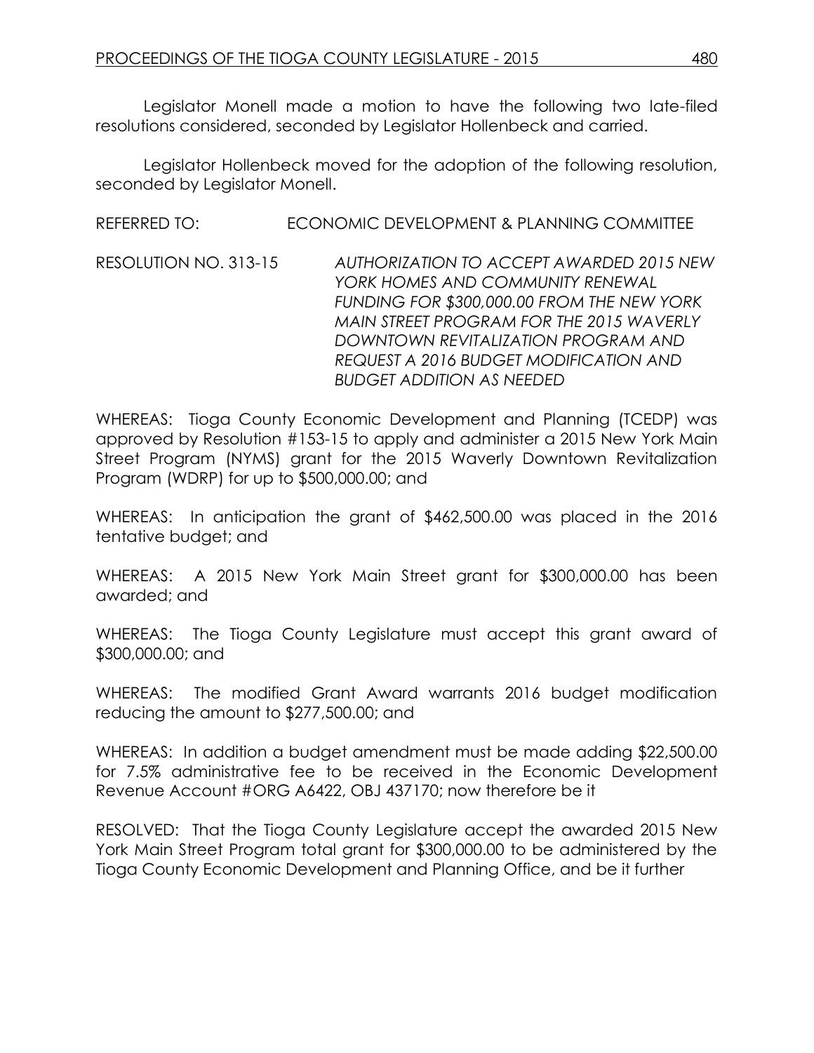Legislator Monell made a motion to have the following two late-filed resolutions considered, seconded by Legislator Hollenbeck and carried.

Legislator Hollenbeck moved for the adoption of the following resolution, seconded by Legislator Monell.

REFERRED TO: ECONOMIC DEVELOPMENT & PLANNING COMMITTEE

RESOLUTION NO. 313-15 *AUTHORIZATION TO ACCEPT AWARDED 2015 NEW YORK HOMES AND COMMUNITY RENEWAL FUNDING FOR $300,000.00 FROM THE NEW YORK MAIN STREET PROGRAM FOR THE 2015 WAVERLY DOWNTOWN REVITALIZATION PROGRAM AND REQUEST A 2016 BUDGET MODIFICATION AND BUDGET ADDITION AS NEEDED*

WHEREAS: Tioga County Economic Development and Planning (TCEDP) was approved by Resolution #153-15 to apply and administer a 2015 New York Main Street Program (NYMS) grant for the 2015 Waverly Downtown Revitalization Program (WDRP) for up to $500,000.00; and

WHEREAS: In anticipation the grant of $462,500.00 was placed in the 2016 tentative budget; and

WHEREAS: A 2015 New York Main Street grant for $300,000.00 has been awarded; and

WHEREAS: The Tioga County Legislature must accept this grant award of $300,000.00; and

WHEREAS: The modified Grant Award warrants 2016 budget modification reducing the amount to $277,500.00; and

WHEREAS: In addition a budget amendment must be made adding $22,500.00 for 7.5% administrative fee to be received in the Economic Development Revenue Account #ORG A6422, OBJ 437170; now therefore be it

RESOLVED: That the Tioga County Legislature accept the awarded 2015 New York Main Street Program total grant for $300,000.00 to be administered by the Tioga County Economic Development and Planning Office, and be it further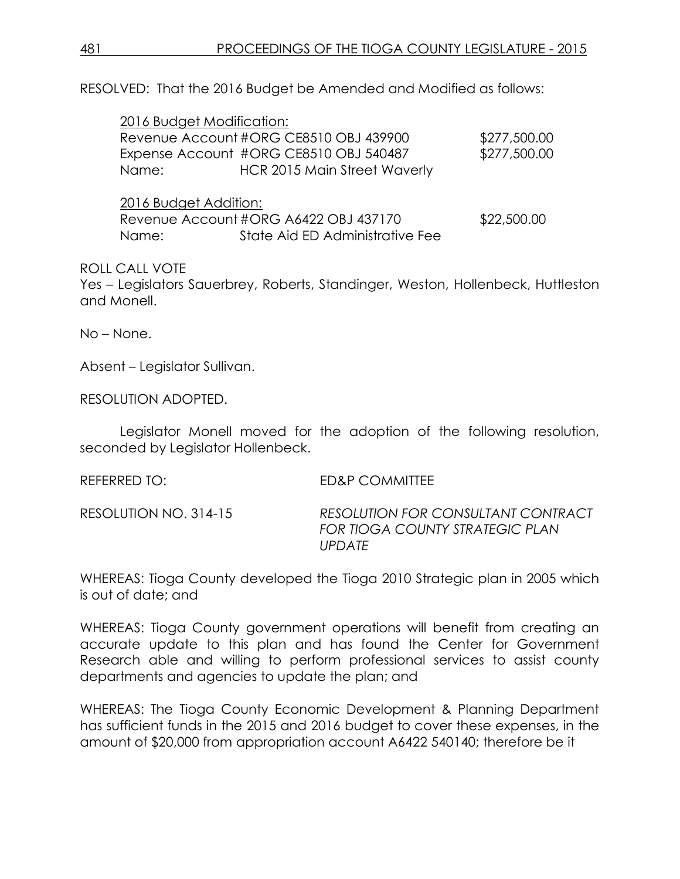RESOLVED: That the 2016 Budget be Amended and Modified as follows:

2016 Budget Modification:

| | | |
|---|---|---|
| Revenue Account | #ORG CE8510 OBJ 439900 | $277,500.00 |
| Expense Account | #ORG CE8510 OBJ 540487 | $277,500.00 |
| Name: | HCR 2015 Main Street Waverly | |

2016 Budget Addition:

| | | |
|---|---|---|
| Revenue Account | #ORG A6422 OBJ 437170 | $22,500.00 |
| Name: | State Aid ED Administrative Fee | |

ROLL CALL VOTE
Yes – Legislators Sauerbrey, Roberts, Standinger, Weston, Hollenbeck, Huttleston and Monell.

No – None.

Absent – Legislator Sullivan.

RESOLUTION ADOPTED.

Legislator Monell moved for the adoption of the following resolution, seconded by Legislator Hollenbeck.

REFERRED TO: ED&P COMMITTEE

RESOLUTION NO. 314-15 *RESOLUTION FOR CONSULTANT CONTRACT FOR TIOGA COUNTY STRATEGIC PLAN UPDATE*

WHEREAS: Tioga County developed the Tioga 2010 Strategic plan in 2005 which is out of date; and

WHEREAS: Tioga County government operations will benefit from creating an accurate update to this plan and has found the Center for Government Research able and willing to perform professional services to assist county departments and agencies to update the plan; and

WHEREAS: The Tioga County Economic Development & Planning Department has sufficient funds in the 2015 and 2016 budget to cover these expenses, in the amount of $20,000 from appropriation account A6422 540140; therefore be it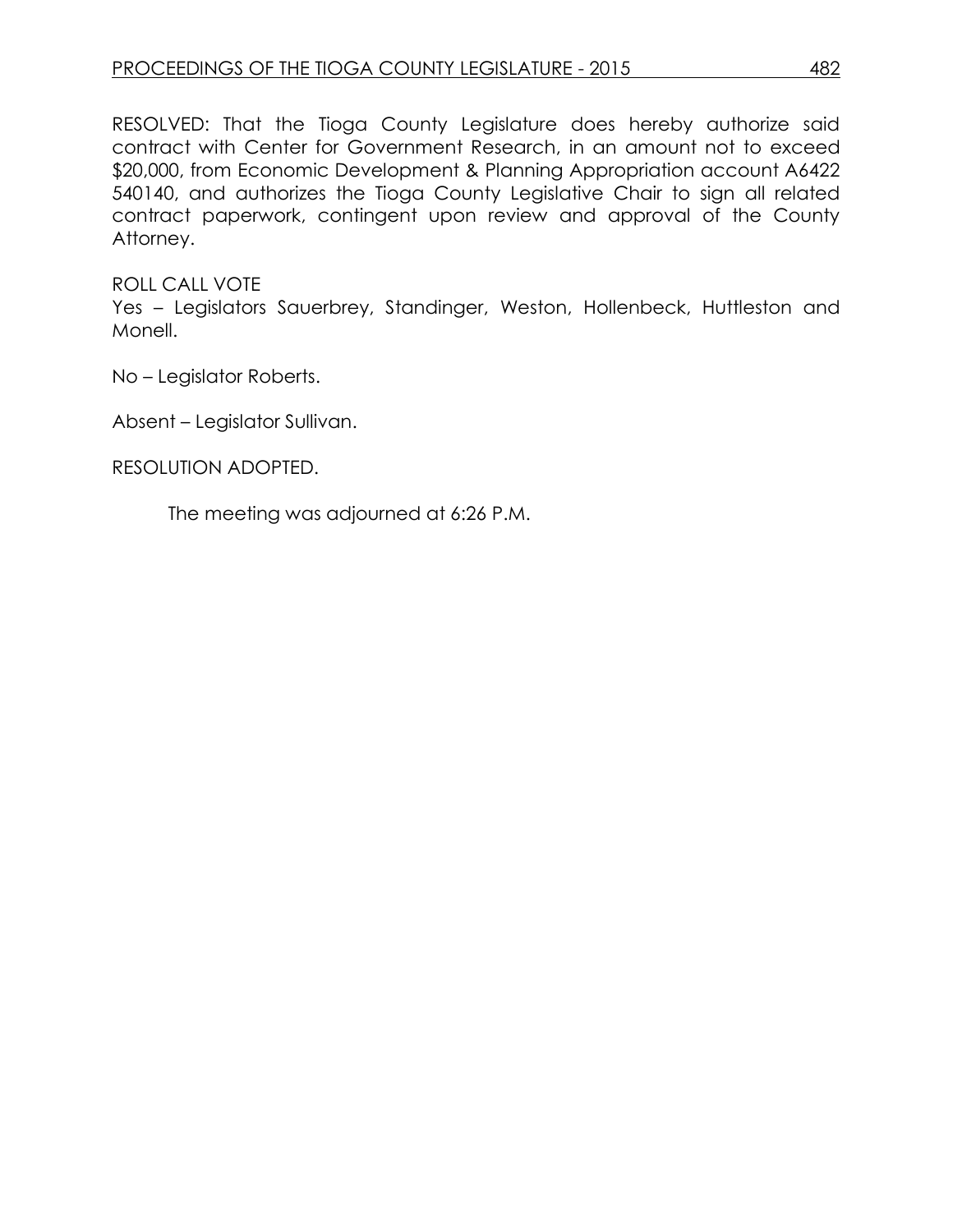RESOLVED: That the Tioga County Legislature does hereby authorize said contract with Center for Government Research, in an amount not to exceed $20,000, from Economic Development & Planning Appropriation account A6422 540140, and authorizes the Tioga County Legislative Chair to sign all related contract paperwork, contingent upon review and approval of the County Attorney.

ROLL CALL VOTE
Yes – Legislators Sauerbrey, Standinger, Weston, Hollenbeck, Huttleston and Monell.

No – Legislator Roberts.

Absent – Legislator Sullivan.

RESOLUTION ADOPTED.

The meeting was adjourned at 6:26 P.M.